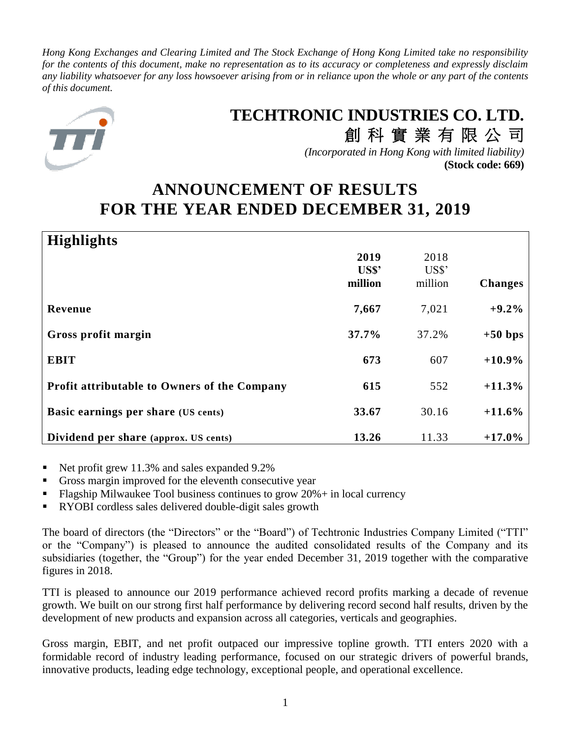*Hong Kong Exchanges and Clearing Limited and The Stock Exchange of Hong Kong Limited take no responsibility for the contents of this document, make no representation as to its accuracy or completeness and expressly disclaim any liability whatsoever for any loss howsoever arising from or in reliance upon the whole or any part of the contents of this document.*

# TECHTRONIC INDUSTRIES CO. LTD.
# 創科實業有限公司

*(Incorporated in Hong Kong with limited liability)*
**(Stock code: 669)**

# ANNOUNCEMENT OF RESULTS FOR THE YEAR ENDED DECEMBER 31, 2019

## Highlights

| | 2019 US$' million | 2018 US$' million | Changes |
|---|---|---|---|
| **Revenue** | **7,667** | 7,021 | **+9.2%** |
| **Gross profit margin** | **37.7%** | 37.2% | **+50 bps** |
| **EBIT** | **673** | 607 | **+10.9%** |
| **Profit attributable to Owners of the Company** | **615** | 552 | **+11.3%** |
| **Basic earnings per share (US cents)** | **33.67** | 30.16 | **+11.6%** |
| **Dividend per share (approx. US cents)** | **13.26** | 11.33 | **+17.0%** |

- Net profit grew 11.3% and sales expanded 9.2%
- Gross margin improved for the eleventh consecutive year
- Flagship Milwaukee Tool business continues to grow 20%+ in local currency
- RYOBI cordless sales delivered double-digit sales growth

The board of directors (the "Directors" or the "Board") of Techtronic Industries Company Limited ("TTI" or the "Company") is pleased to announce the audited consolidated results of the Company and its subsidiaries (together, the "Group") for the year ended December 31, 2019 together with the comparative figures in 2018.

TTI is pleased to announce our 2019 performance achieved record profits marking a decade of revenue growth. We built on our strong first half performance by delivering record second half results, driven by the development of new products and expansion across all categories, verticals and geographies.

Gross margin, EBIT, and net profit outpaced our impressive topline growth. TTI enters 2020 with a formidable record of industry leading performance, focused on our strategic drivers of powerful brands, innovative products, leading edge technology, exceptional people, and operational excellence.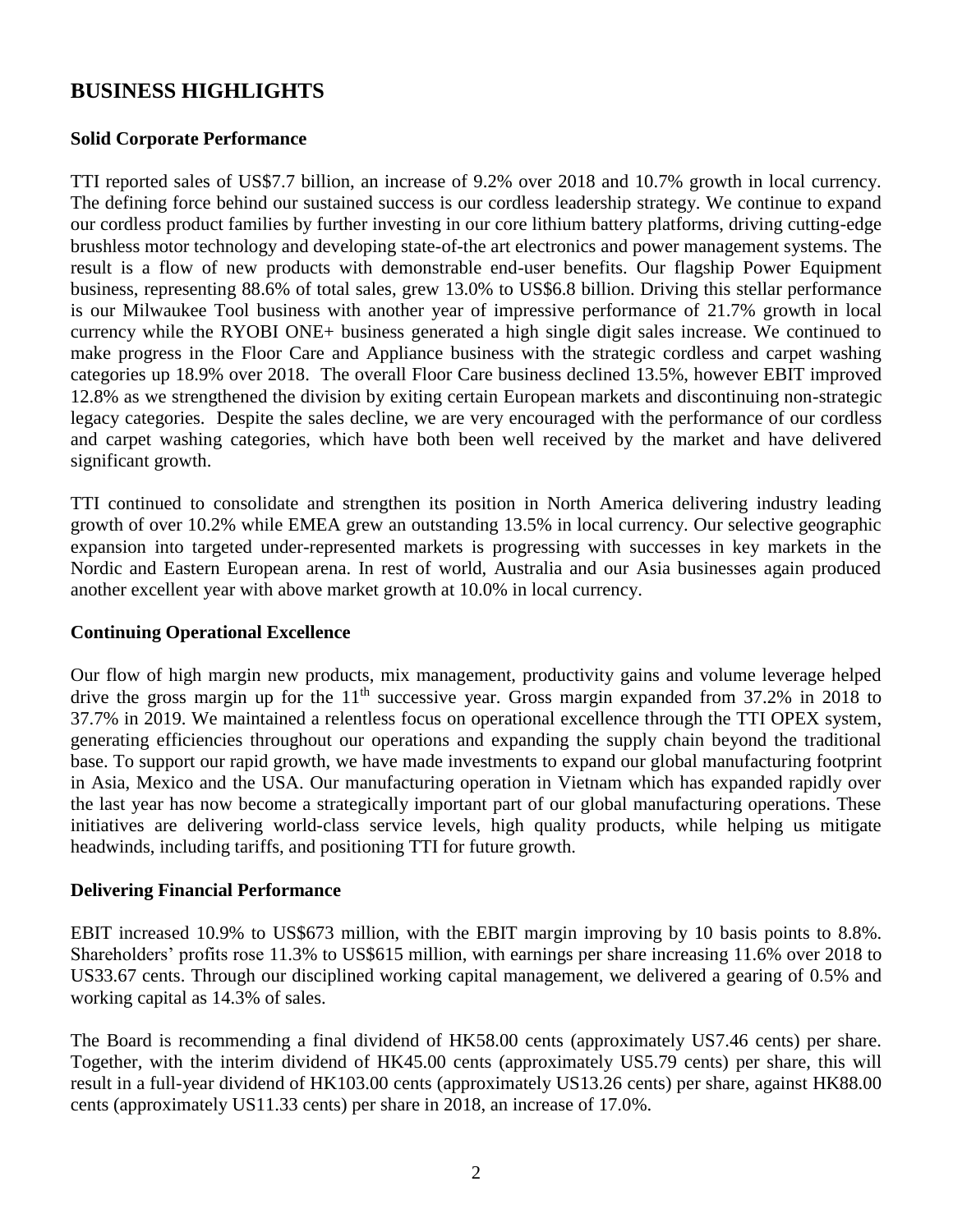## BUSINESS HIGHLIGHTS

### Solid Corporate Performance

TTI reported sales of US$7.7 billion, an increase of 9.2% over 2018 and 10.7% growth in local currency. The defining force behind our sustained success is our cordless leadership strategy. We continue to expand our cordless product families by further investing in our core lithium battery platforms, driving cutting-edge brushless motor technology and developing state-of-the art electronics and power management systems. The result is a flow of new products with demonstrable end-user benefits. Our flagship Power Equipment business, representing 88.6% of total sales, grew 13.0% to US$6.8 billion. Driving this stellar performance is our Milwaukee Tool business with another year of impressive performance of 21.7% growth in local currency while the RYOBI ONE+ business generated a high single digit sales increase. We continued to make progress in the Floor Care and Appliance business with the strategic cordless and carpet washing categories up 18.9% over 2018. The overall Floor Care business declined 13.5%, however EBIT improved 12.8% as we strengthened the division by exiting certain European markets and discontinuing non-strategic legacy categories. Despite the sales decline, we are very encouraged with the performance of our cordless and carpet washing categories, which have both been well received by the market and have delivered significant growth.

TTI continued to consolidate and strengthen its position in North America delivering industry leading growth of over 10.2% while EMEA grew an outstanding 13.5% in local currency. Our selective geographic expansion into targeted under-represented markets is progressing with successes in key markets in the Nordic and Eastern European arena. In rest of world, Australia and our Asia businesses again produced another excellent year with above market growth at 10.0% in local currency.

### Continuing Operational Excellence

Our flow of high margin new products, mix management, productivity gains and volume leverage helped drive the gross margin up for the 11th successive year. Gross margin expanded from 37.2% in 2018 to 37.7% in 2019. We maintained a relentless focus on operational excellence through the TTI OPEX system, generating efficiencies throughout our operations and expanding the supply chain beyond the traditional base. To support our rapid growth, we have made investments to expand our global manufacturing footprint in Asia, Mexico and the USA. Our manufacturing operation in Vietnam which has expanded rapidly over the last year has now become a strategically important part of our global manufacturing operations. These initiatives are delivering world-class service levels, high quality products, while helping us mitigate headwinds, including tariffs, and positioning TTI for future growth.

### Delivering Financial Performance

EBIT increased 10.9% to US$673 million, with the EBIT margin improving by 10 basis points to 8.8%. Shareholders' profits rose 11.3% to US$615 million, with earnings per share increasing 11.6% over 2018 to US33.67 cents. Through our disciplined working capital management, we delivered a gearing of 0.5% and working capital as 14.3% of sales.

The Board is recommending a final dividend of HK58.00 cents (approximately US7.46 cents) per share. Together, with the interim dividend of HK45.00 cents (approximately US5.79 cents) per share, this will result in a full-year dividend of HK103.00 cents (approximately US13.26 cents) per share, against HK88.00 cents (approximately US11.33 cents) per share in 2018, an increase of 17.0%.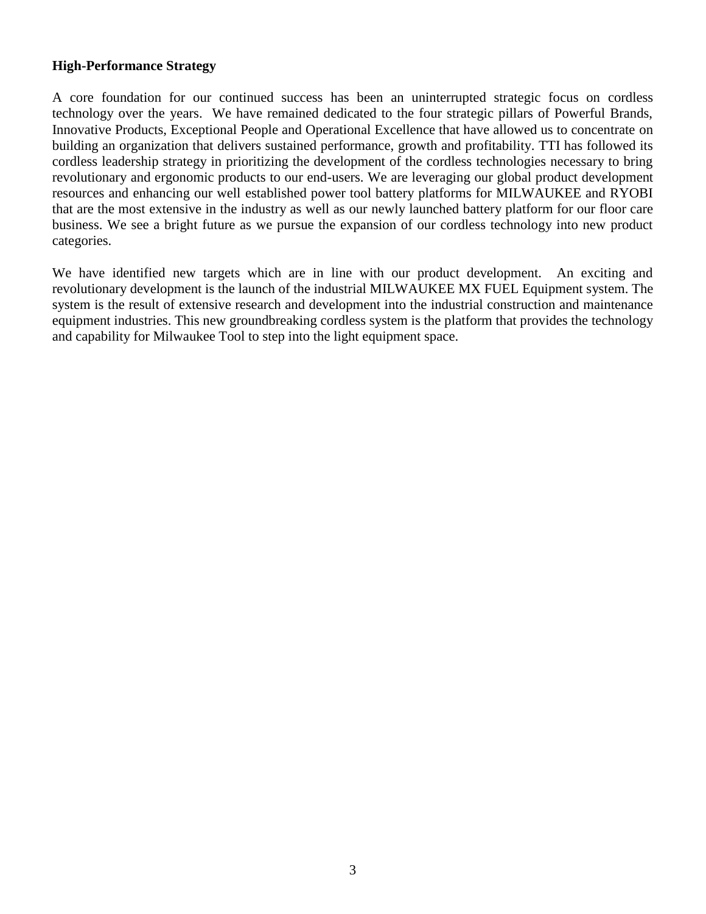**High-Performance Strategy**

A core foundation for our continued success has been an uninterrupted strategic focus on cordless technology over the years. We have remained dedicated to the four strategic pillars of Powerful Brands, Innovative Products, Exceptional People and Operational Excellence that have allowed us to concentrate on building an organization that delivers sustained performance, growth and profitability. TTI has followed its cordless leadership strategy in prioritizing the development of the cordless technologies necessary to bring revolutionary and ergonomic products to our end-users. We are leveraging our global product development resources and enhancing our well established power tool battery platforms for MILWAUKEE and RYOBI that are the most extensive in the industry as well as our newly launched battery platform for our floor care business. We see a bright future as we pursue the expansion of our cordless technology into new product categories.

We have identified new targets which are in line with our product development. An exciting and revolutionary development is the launch of the industrial MILWAUKEE MX FUEL Equipment system. The system is the result of extensive research and development into the industrial construction and maintenance equipment industries. This new groundbreaking cordless system is the platform that provides the technology and capability for Milwaukee Tool to step into the light equipment space.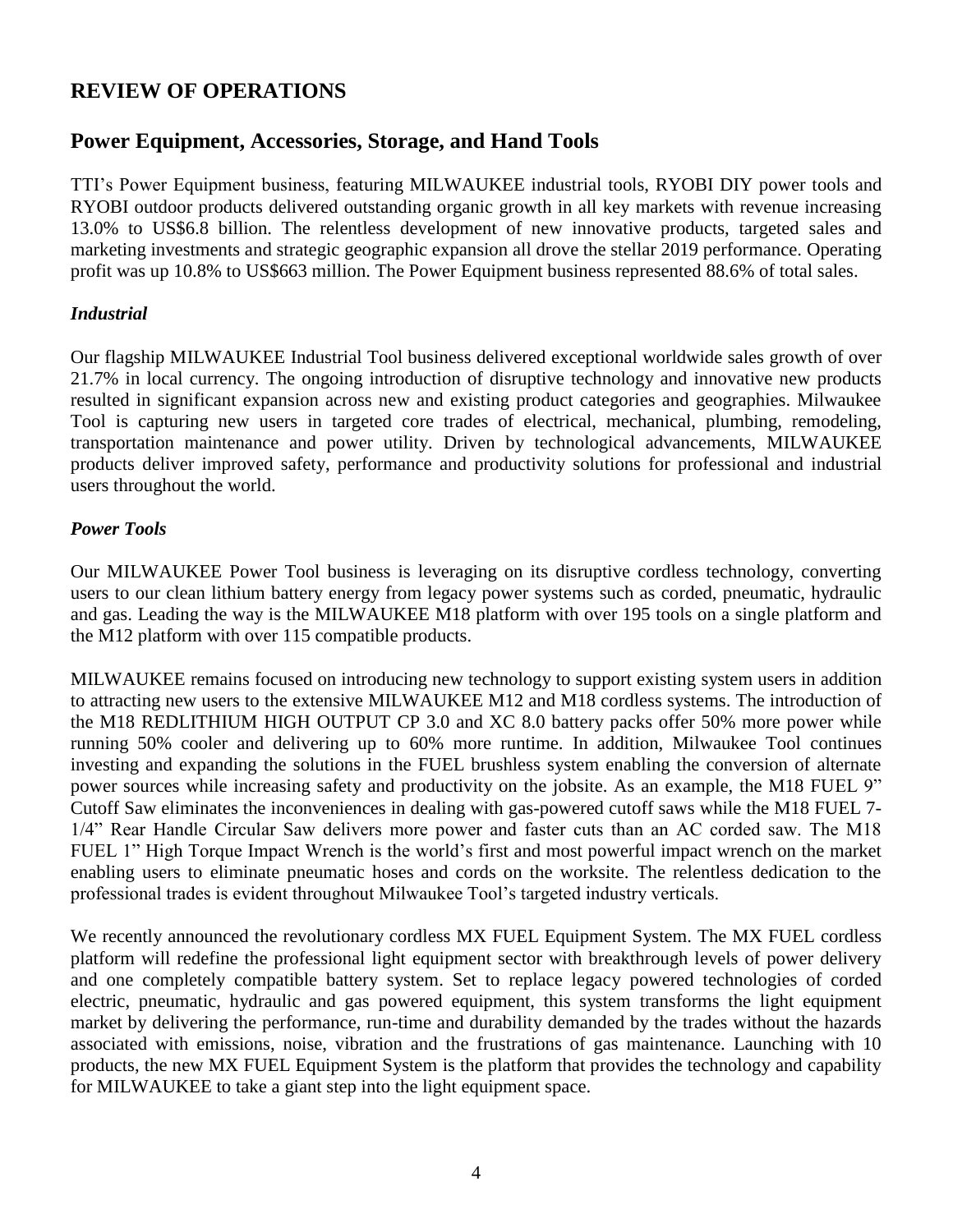## REVIEW OF OPERATIONS

## Power Equipment, Accessories, Storage, and Hand Tools

TTI's Power Equipment business, featuring MILWAUKEE industrial tools, RYOBI DIY power tools and RYOBI outdoor products delivered outstanding organic growth in all key markets with revenue increasing 13.0% to US$6.8 billion. The relentless development of new innovative products, targeted sales and marketing investments and strategic geographic expansion all drove the stellar 2019 performance. Operating profit was up 10.8% to US$663 million. The Power Equipment business represented 88.6% of total sales.

### *Industrial*

Our flagship MILWAUKEE Industrial Tool business delivered exceptional worldwide sales growth of over 21.7% in local currency. The ongoing introduction of disruptive technology and innovative new products resulted in significant expansion across new and existing product categories and geographies. Milwaukee Tool is capturing new users in targeted core trades of electrical, mechanical, plumbing, remodeling, transportation maintenance and power utility. Driven by technological advancements, MILWAUKEE products deliver improved safety, performance and productivity solutions for professional and industrial users throughout the world.

### *Power Tools*

Our MILWAUKEE Power Tool business is leveraging on its disruptive cordless technology, converting users to our clean lithium battery energy from legacy power systems such as corded, pneumatic, hydraulic and gas. Leading the way is the MILWAUKEE M18 platform with over 195 tools on a single platform and the M12 platform with over 115 compatible products.

MILWAUKEE remains focused on introducing new technology to support existing system users in addition to attracting new users to the extensive MILWAUKEE M12 and M18 cordless systems. The introduction of the M18 REDLITHIUM HIGH OUTPUT CP 3.0 and XC 8.0 battery packs offer 50% more power while running 50% cooler and delivering up to 60% more runtime. In addition, Milwaukee Tool continues investing and expanding the solutions in the FUEL brushless system enabling the conversion of alternate power sources while increasing safety and productivity on the jobsite. As an example, the M18 FUEL 9" Cutoff Saw eliminates the inconveniences in dealing with gas-powered cutoff saws while the M18 FUEL 7-1/4" Rear Handle Circular Saw delivers more power and faster cuts than an AC corded saw. The M18 FUEL 1" High Torque Impact Wrench is the world's first and most powerful impact wrench on the market enabling users to eliminate pneumatic hoses and cords on the worksite. The relentless dedication to the professional trades is evident throughout Milwaukee Tool's targeted industry verticals.

We recently announced the revolutionary cordless MX FUEL Equipment System. The MX FUEL cordless platform will redefine the professional light equipment sector with breakthrough levels of power delivery and one completely compatible battery system. Set to replace legacy powered technologies of corded electric, pneumatic, hydraulic and gas powered equipment, this system transforms the light equipment market by delivering the performance, run-time and durability demanded by the trades without the hazards associated with emissions, noise, vibration and the frustrations of gas maintenance. Launching with 10 products, the new MX FUEL Equipment System is the platform that provides the technology and capability for MILWAUKEE to take a giant step into the light equipment space.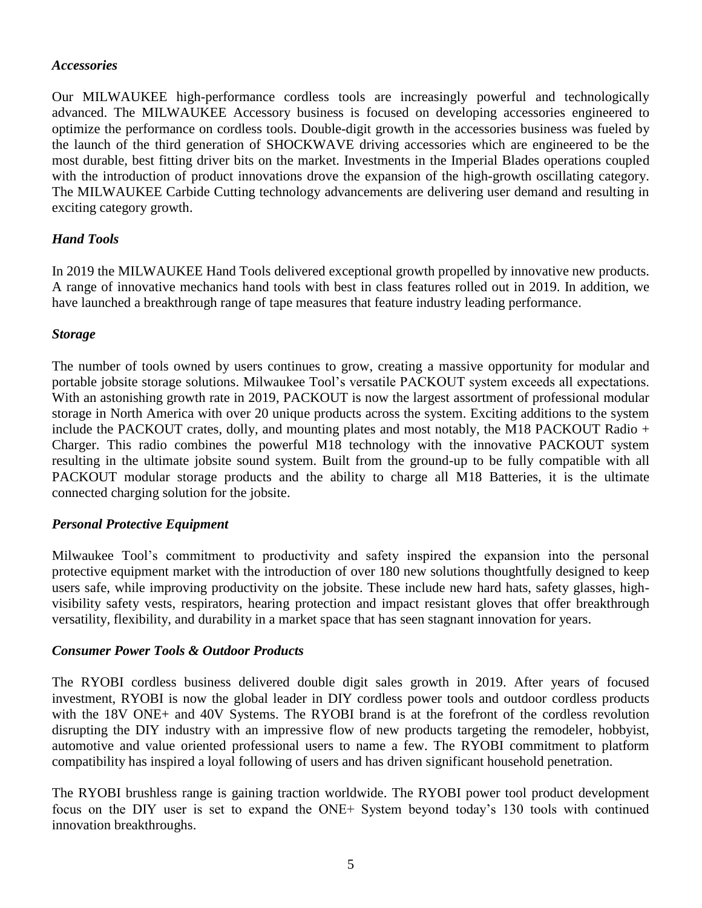### *Accessories*

Our MILWAUKEE high-performance cordless tools are increasingly powerful and technologically advanced. The MILWAUKEE Accessory business is focused on developing accessories engineered to optimize the performance on cordless tools. Double-digit growth in the accessories business was fueled by the launch of the third generation of SHOCKWAVE driving accessories which are engineered to be the most durable, best fitting driver bits on the market. Investments in the Imperial Blades operations coupled with the introduction of product innovations drove the expansion of the high-growth oscillating category. The MILWAUKEE Carbide Cutting technology advancements are delivering user demand and resulting in exciting category growth.

### *Hand Tools*

In 2019 the MILWAUKEE Hand Tools delivered exceptional growth propelled by innovative new products. A range of innovative mechanics hand tools with best in class features rolled out in 2019. In addition, we have launched a breakthrough range of tape measures that feature industry leading performance.

### *Storage*

The number of tools owned by users continues to grow, creating a massive opportunity for modular and portable jobsite storage solutions. Milwaukee Tool's versatile PACKOUT system exceeds all expectations. With an astonishing growth rate in 2019, PACKOUT is now the largest assortment of professional modular storage in North America with over 20 unique products across the system. Exciting additions to the system include the PACKOUT crates, dolly, and mounting plates and most notably, the M18 PACKOUT Radio + Charger. This radio combines the powerful M18 technology with the innovative PACKOUT system resulting in the ultimate jobsite sound system. Built from the ground-up to be fully compatible with all PACKOUT modular storage products and the ability to charge all M18 Batteries, it is the ultimate connected charging solution for the jobsite.

### *Personal Protective Equipment*

Milwaukee Tool's commitment to productivity and safety inspired the expansion into the personal protective equipment market with the introduction of over 180 new solutions thoughtfully designed to keep users safe, while improving productivity on the jobsite. These include new hard hats, safety glasses, high-visibility safety vests, respirators, hearing protection and impact resistant gloves that offer breakthrough versatility, flexibility, and durability in a market space that has seen stagnant innovation for years.

### *Consumer Power Tools & Outdoor Products*

The RYOBI cordless business delivered double digit sales growth in 2019. After years of focused investment, RYOBI is now the global leader in DIY cordless power tools and outdoor cordless products with the 18V ONE+ and 40V Systems. The RYOBI brand is at the forefront of the cordless revolution disrupting the DIY industry with an impressive flow of new products targeting the remodeler, hobbyist, automotive and value oriented professional users to name a few. The RYOBI commitment to platform compatibility has inspired a loyal following of users and has driven significant household penetration.

The RYOBI brushless range is gaining traction worldwide. The RYOBI power tool product development focus on the DIY user is set to expand the ONE+ System beyond today's 130 tools with continued innovation breakthroughs.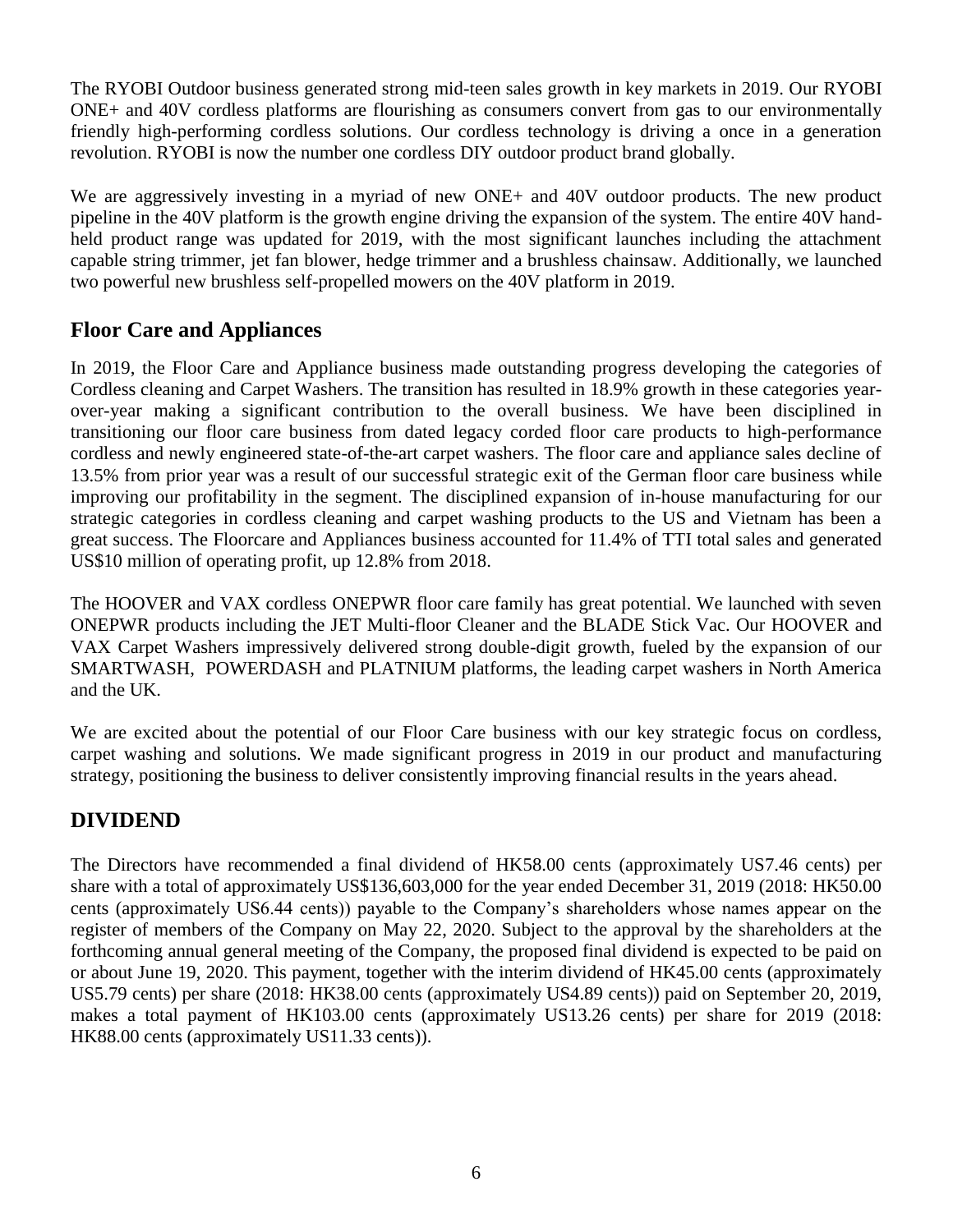The RYOBI Outdoor business generated strong mid-teen sales growth in key markets in 2019. Our RYOBI ONE+ and 40V cordless platforms are flourishing as consumers convert from gas to our environmentally friendly high-performing cordless solutions. Our cordless technology is driving a once in a generation revolution. RYOBI is now the number one cordless DIY outdoor product brand globally.

We are aggressively investing in a myriad of new ONE+ and 40V outdoor products. The new product pipeline in the 40V platform is the growth engine driving the expansion of the system. The entire 40V hand-held product range was updated for 2019, with the most significant launches including the attachment capable string trimmer, jet fan blower, hedge trimmer and a brushless chainsaw. Additionally, we launched two powerful new brushless self-propelled mowers on the 40V platform in 2019.

## Floor Care and Appliances

In 2019, the Floor Care and Appliance business made outstanding progress developing the categories of Cordless cleaning and Carpet Washers. The transition has resulted in 18.9% growth in these categories year-over-year making a significant contribution to the overall business. We have been disciplined in transitioning our floor care business from dated legacy corded floor care products to high-performance cordless and newly engineered state-of-the-art carpet washers. The floor care and appliance sales decline of 13.5% from prior year was a result of our successful strategic exit of the German floor care business while improving our profitability in the segment. The disciplined expansion of in-house manufacturing for our strategic categories in cordless cleaning and carpet washing products to the US and Vietnam has been a great success. The Floorcare and Appliances business accounted for 11.4% of TTI total sales and generated US$10 million of operating profit, up 12.8% from 2018.

The HOOVER and VAX cordless ONEPWR floor care family has great potential. We launched with seven ONEPWR products including the JET Multi-floor Cleaner and the BLADE Stick Vac. Our HOOVER and VAX Carpet Washers impressively delivered strong double-digit growth, fueled by the expansion of our SMARTWASH, POWERDASH and PLATNIUM platforms, the leading carpet washers in North America and the UK.

We are excited about the potential of our Floor Care business with our key strategic focus on cordless, carpet washing and solutions. We made significant progress in 2019 in our product and manufacturing strategy, positioning the business to deliver consistently improving financial results in the years ahead.

## DIVIDEND

The Directors have recommended a final dividend of HK58.00 cents (approximately US7.46 cents) per share with a total of approximately US$136,603,000 for the year ended December 31, 2019 (2018: HK50.00 cents (approximately US6.44 cents)) payable to the Company's shareholders whose names appear on the register of members of the Company on May 22, 2020. Subject to the approval by the shareholders at the forthcoming annual general meeting of the Company, the proposed final dividend is expected to be paid on or about June 19, 2020. This payment, together with the interim dividend of HK45.00 cents (approximately US5.79 cents) per share (2018: HK38.00 cents (approximately US4.89 cents)) paid on September 20, 2019, makes a total payment of HK103.00 cents (approximately US13.26 cents) per share for 2019 (2018: HK88.00 cents (approximately US11.33 cents)).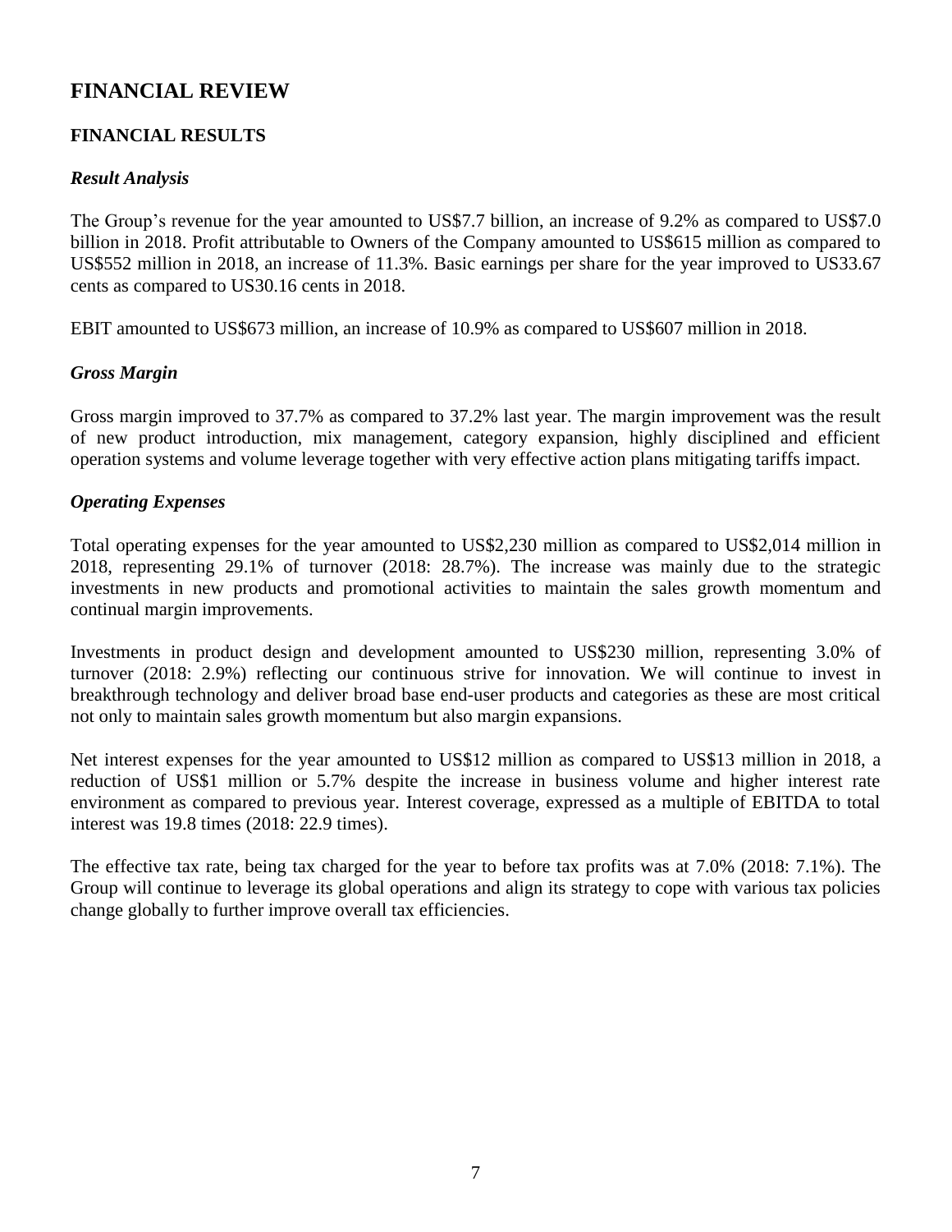# FINANCIAL REVIEW

## FINANCIAL RESULTS

### *Result Analysis*

The Group's revenue for the year amounted to US$7.7 billion, an increase of 9.2% as compared to US$7.0 billion in 2018. Profit attributable to Owners of the Company amounted to US$615 million as compared to US$552 million in 2018, an increase of 11.3%. Basic earnings per share for the year improved to US33.67 cents as compared to US30.16 cents in 2018.

EBIT amounted to US$673 million, an increase of 10.9% as compared to US$607 million in 2018.

### *Gross Margin*

Gross margin improved to 37.7% as compared to 37.2% last year. The margin improvement was the result of new product introduction, mix management, category expansion, highly disciplined and efficient operation systems and volume leverage together with very effective action plans mitigating tariffs impact.

### *Operating Expenses*

Total operating expenses for the year amounted to US$2,230 million as compared to US$2,014 million in 2018, representing 29.1% of turnover (2018: 28.7%). The increase was mainly due to the strategic investments in new products and promotional activities to maintain the sales growth momentum and continual margin improvements.

Investments in product design and development amounted to US$230 million, representing 3.0% of turnover (2018: 2.9%) reflecting our continuous strive for innovation. We will continue to invest in breakthrough technology and deliver broad base end-user products and categories as these are most critical not only to maintain sales growth momentum but also margin expansions.

Net interest expenses for the year amounted to US$12 million as compared to US$13 million in 2018, a reduction of US$1 million or 5.7% despite the increase in business volume and higher interest rate environment as compared to previous year. Interest coverage, expressed as a multiple of EBITDA to total interest was 19.8 times (2018: 22.9 times).

The effective tax rate, being tax charged for the year to before tax profits was at 7.0% (2018: 7.1%). The Group will continue to leverage its global operations and align its strategy to cope with various tax policies change globally to further improve overall tax efficiencies.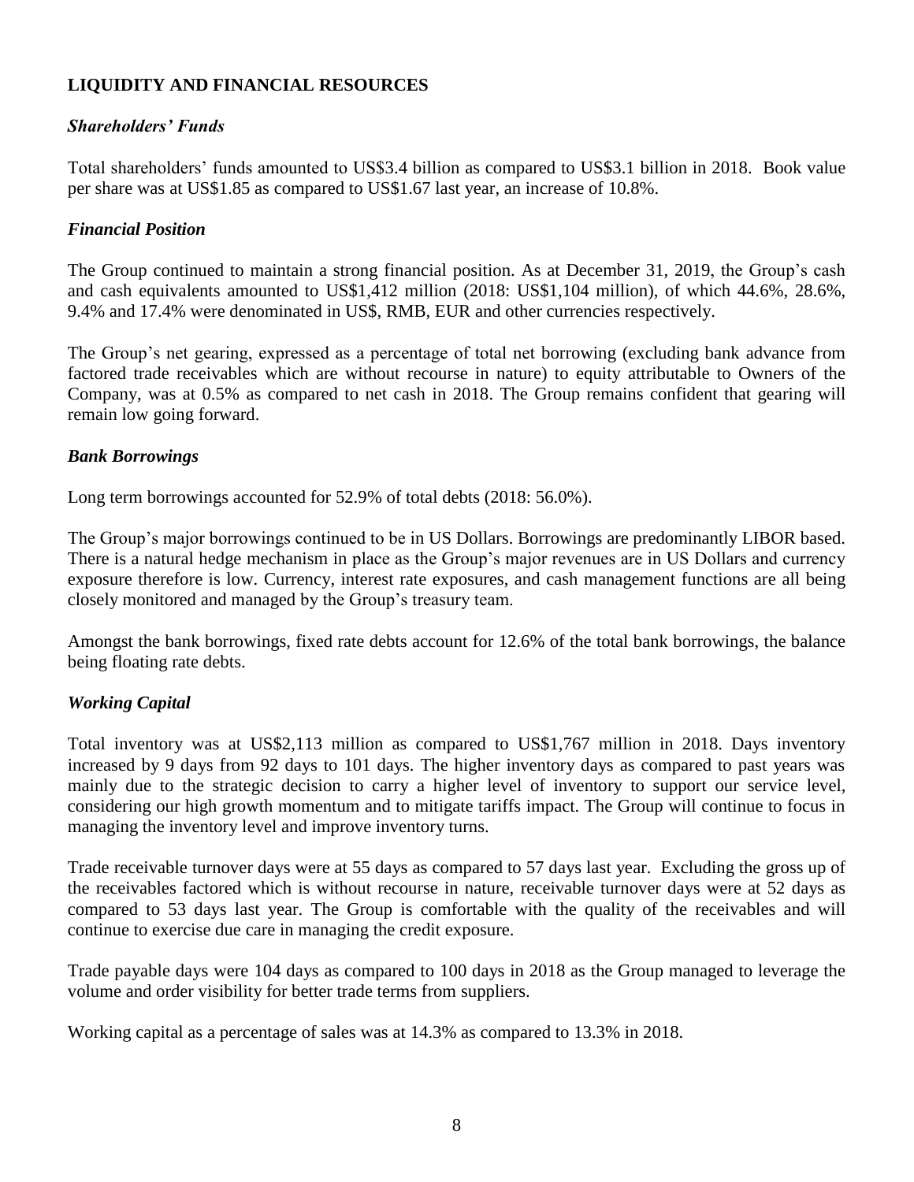## LIQUIDITY AND FINANCIAL RESOURCES

### *Shareholders' Funds*

Total shareholders' funds amounted to US$3.4 billion as compared to US$3.1 billion in 2018. Book value per share was at US$1.85 as compared to US$1.67 last year, an increase of 10.8%.

### *Financial Position*

The Group continued to maintain a strong financial position. As at December 31, 2019, the Group's cash and cash equivalents amounted to US$1,412 million (2018: US$1,104 million), of which 44.6%, 28.6%, 9.4% and 17.4% were denominated in US$, RMB, EUR and other currencies respectively.

The Group's net gearing, expressed as a percentage of total net borrowing (excluding bank advance from factored trade receivables which are without recourse in nature) to equity attributable to Owners of the Company, was at 0.5% as compared to net cash in 2018. The Group remains confident that gearing will remain low going forward.

### *Bank Borrowings*

Long term borrowings accounted for 52.9% of total debts (2018: 56.0%).

The Group's major borrowings continued to be in US Dollars. Borrowings are predominantly LIBOR based. There is a natural hedge mechanism in place as the Group's major revenues are in US Dollars and currency exposure therefore is low. Currency, interest rate exposures, and cash management functions are all being closely monitored and managed by the Group's treasury team.

Amongst the bank borrowings, fixed rate debts account for 12.6% of the total bank borrowings, the balance being floating rate debts.

### *Working Capital*

Total inventory was at US$2,113 million as compared to US$1,767 million in 2018. Days inventory increased by 9 days from 92 days to 101 days. The higher inventory days as compared to past years was mainly due to the strategic decision to carry a higher level of inventory to support our service level, considering our high growth momentum and to mitigate tariffs impact. The Group will continue to focus in managing the inventory level and improve inventory turns.

Trade receivable turnover days were at 55 days as compared to 57 days last year. Excluding the gross up of the receivables factored which is without recourse in nature, receivable turnover days were at 52 days as compared to 53 days last year. The Group is comfortable with the quality of the receivables and will continue to exercise due care in managing the credit exposure.

Trade payable days were 104 days as compared to 100 days in 2018 as the Group managed to leverage the volume and order visibility for better trade terms from suppliers.

Working capital as a percentage of sales was at 14.3% as compared to 13.3% in 2018.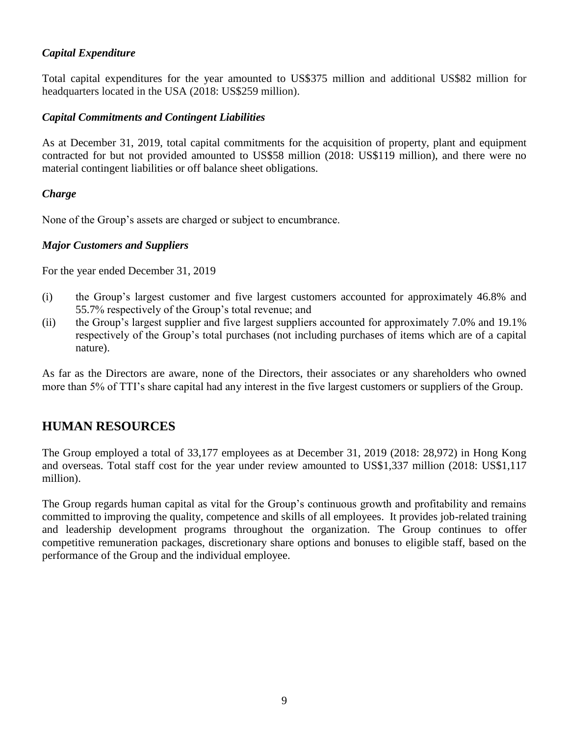*Capital Expenditure*

Total capital expenditures for the year amounted to US$375 million and additional US$82 million for headquarters located in the USA (2018: US$259 million).

*Capital Commitments and Contingent Liabilities*

As at December 31, 2019, total capital commitments for the acquisition of property, plant and equipment contracted for but not provided amounted to US$58 million (2018: US$119 million), and there were no material contingent liabilities or off balance sheet obligations.

*Charge*

None of the Group's assets are charged or subject to encumbrance.

*Major Customers and Suppliers*

For the year ended December 31, 2019

(i) the Group's largest customer and five largest customers accounted for approximately 46.8% and 55.7% respectively of the Group's total revenue; and

(ii) the Group's largest supplier and five largest suppliers accounted for approximately 7.0% and 19.1% respectively of the Group's total purchases (not including purchases of items which are of a capital nature).

As far as the Directors are aware, none of the Directors, their associates or any shareholders who owned more than 5% of TTI's share capital had any interest in the five largest customers or suppliers of the Group.

## HUMAN RESOURCES

The Group employed a total of 33,177 employees as at December 31, 2019 (2018: 28,972) in Hong Kong and overseas. Total staff cost for the year under review amounted to US$1,337 million (2018: US$1,117 million).

The Group regards human capital as vital for the Group's continuous growth and profitability and remains committed to improving the quality, competence and skills of all employees. It provides job-related training and leadership development programs throughout the organization. The Group continues to offer competitive remuneration packages, discretionary share options and bonuses to eligible staff, based on the performance of the Group and the individual employee.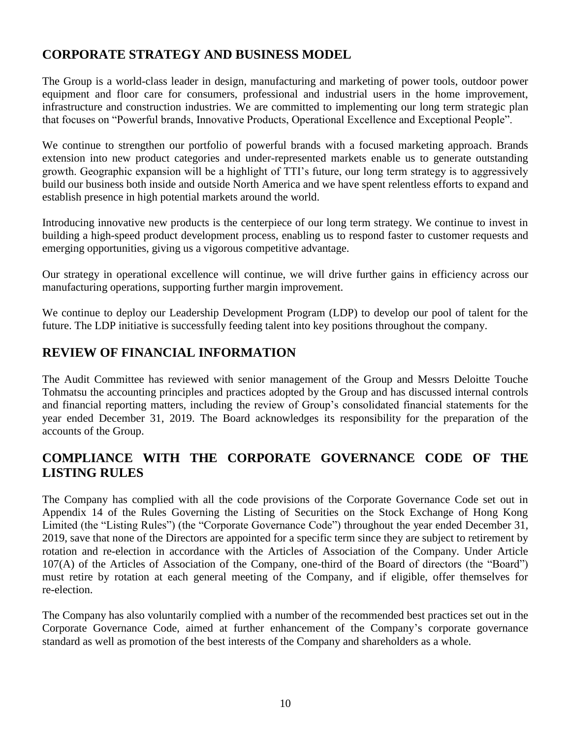## CORPORATE STRATEGY AND BUSINESS MODEL

The Group is a world-class leader in design, manufacturing and marketing of power tools, outdoor power equipment and floor care for consumers, professional and industrial users in the home improvement, infrastructure and construction industries. We are committed to implementing our long term strategic plan that focuses on "Powerful brands, Innovative Products, Operational Excellence and Exceptional People".

We continue to strengthen our portfolio of powerful brands with a focused marketing approach. Brands extension into new product categories and under-represented markets enable us to generate outstanding growth. Geographic expansion will be a highlight of TTI's future, our long term strategy is to aggressively build our business both inside and outside North America and we have spent relentless efforts to expand and establish presence in high potential markets around the world.

Introducing innovative new products is the centerpiece of our long term strategy. We continue to invest in building a high-speed product development process, enabling us to respond faster to customer requests and emerging opportunities, giving us a vigorous competitive advantage.

Our strategy in operational excellence will continue, we will drive further gains in efficiency across our manufacturing operations, supporting further margin improvement.

We continue to deploy our Leadership Development Program (LDP) to develop our pool of talent for the future. The LDP initiative is successfully feeding talent into key positions throughout the company.

## REVIEW OF FINANCIAL INFORMATION

The Audit Committee has reviewed with senior management of the Group and Messrs Deloitte Touche Tohmatsu the accounting principles and practices adopted by the Group and has discussed internal controls and financial reporting matters, including the review of Group's consolidated financial statements for the year ended December 31, 2019. The Board acknowledges its responsibility for the preparation of the accounts of the Group.

## COMPLIANCE WITH THE CORPORATE GOVERNANCE CODE OF THE LISTING RULES

The Company has complied with all the code provisions of the Corporate Governance Code set out in Appendix 14 of the Rules Governing the Listing of Securities on the Stock Exchange of Hong Kong Limited (the "Listing Rules") (the "Corporate Governance Code") throughout the year ended December 31, 2019, save that none of the Directors are appointed for a specific term since they are subject to retirement by rotation and re-election in accordance with the Articles of Association of the Company. Under Article 107(A) of the Articles of Association of the Company, one-third of the Board of directors (the "Board") must retire by rotation at each general meeting of the Company, and if eligible, offer themselves for re-election.

The Company has also voluntarily complied with a number of the recommended best practices set out in the Corporate Governance Code, aimed at further enhancement of the Company's corporate governance standard as well as promotion of the best interests of the Company and shareholders as a whole.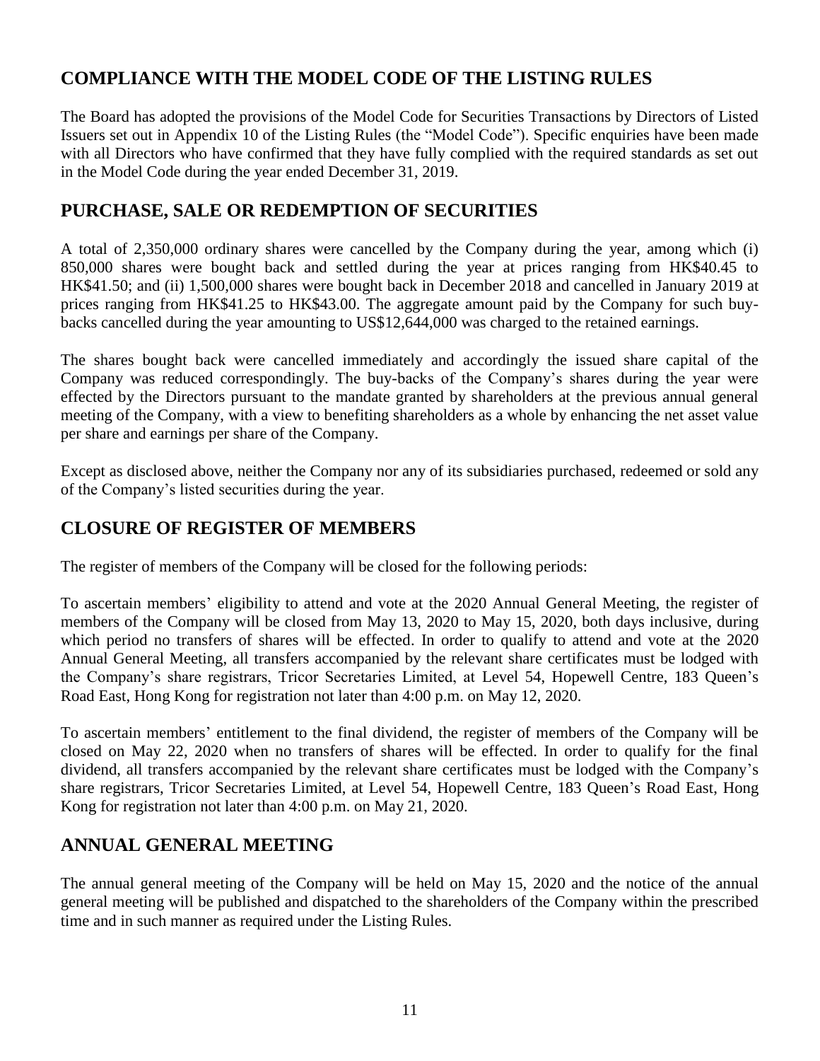## COMPLIANCE WITH THE MODEL CODE OF THE LISTING RULES

The Board has adopted the provisions of the Model Code for Securities Transactions by Directors of Listed Issuers set out in Appendix 10 of the Listing Rules (the "Model Code"). Specific enquiries have been made with all Directors who have confirmed that they have fully complied with the required standards as set out in the Model Code during the year ended December 31, 2019.

## PURCHASE, SALE OR REDEMPTION OF SECURITIES

A total of 2,350,000 ordinary shares were cancelled by the Company during the year, among which (i) 850,000 shares were bought back and settled during the year at prices ranging from HK$40.45 to HK$41.50; and (ii) 1,500,000 shares were bought back in December 2018 and cancelled in January 2019 at prices ranging from HK$41.25 to HK$43.00. The aggregate amount paid by the Company for such buy-backs cancelled during the year amounting to US$12,644,000 was charged to the retained earnings.

The shares bought back were cancelled immediately and accordingly the issued share capital of the Company was reduced correspondingly. The buy-backs of the Company's shares during the year were effected by the Directors pursuant to the mandate granted by shareholders at the previous annual general meeting of the Company, with a view to benefiting shareholders as a whole by enhancing the net asset value per share and earnings per share of the Company.

Except as disclosed above, neither the Company nor any of its subsidiaries purchased, redeemed or sold any of the Company's listed securities during the year.

## CLOSURE OF REGISTER OF MEMBERS

The register of members of the Company will be closed for the following periods:

To ascertain members' eligibility to attend and vote at the 2020 Annual General Meeting, the register of members of the Company will be closed from May 13, 2020 to May 15, 2020, both days inclusive, during which period no transfers of shares will be effected. In order to qualify to attend and vote at the 2020 Annual General Meeting, all transfers accompanied by the relevant share certificates must be lodged with the Company's share registrars, Tricor Secretaries Limited, at Level 54, Hopewell Centre, 183 Queen's Road East, Hong Kong for registration not later than 4:00 p.m. on May 12, 2020.

To ascertain members' entitlement to the final dividend, the register of members of the Company will be closed on May 22, 2020 when no transfers of shares will be effected. In order to qualify for the final dividend, all transfers accompanied by the relevant share certificates must be lodged with the Company's share registrars, Tricor Secretaries Limited, at Level 54, Hopewell Centre, 183 Queen's Road East, Hong Kong for registration not later than 4:00 p.m. on May 21, 2020.

## ANNUAL GENERAL MEETING

The annual general meeting of the Company will be held on May 15, 2020 and the notice of the annual general meeting will be published and dispatched to the shareholders of the Company within the prescribed time and in such manner as required under the Listing Rules.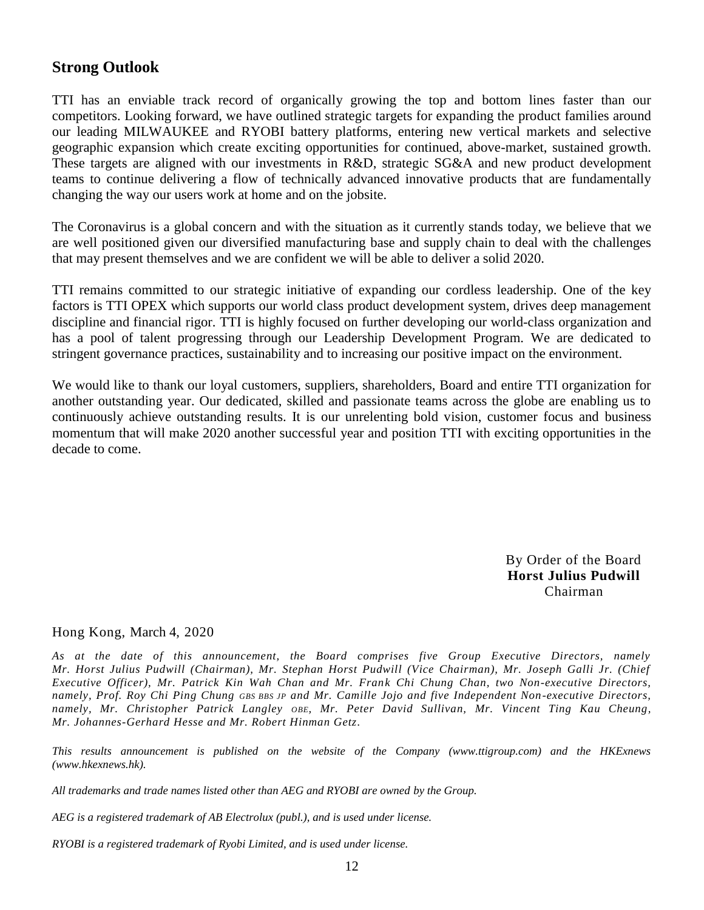## Strong Outlook

TTI has an enviable track record of organically growing the top and bottom lines faster than our competitors. Looking forward, we have outlined strategic targets for expanding the product families around our leading MILWAUKEE and RYOBI battery platforms, entering new vertical markets and selective geographic expansion which create exciting opportunities for continued, above-market, sustained growth. These targets are aligned with our investments in R&D, strategic SG&A and new product development teams to continue delivering a flow of technically advanced innovative products that are fundamentally changing the way our users work at home and on the jobsite.

The Coronavirus is a global concern and with the situation as it currently stands today, we believe that we are well positioned given our diversified manufacturing base and supply chain to deal with the challenges that may present themselves and we are confident we will be able to deliver a solid 2020.

TTI remains committed to our strategic initiative of expanding our cordless leadership. One of the key factors is TTI OPEX which supports our world class product development system, drives deep management discipline and financial rigor. TTI is highly focused on further developing our world-class organization and has a pool of talent progressing through our Leadership Development Program. We are dedicated to stringent governance practices, sustainability and to increasing our positive impact on the environment.

We would like to thank our loyal customers, suppliers, shareholders, Board and entire TTI organization for another outstanding year. Our dedicated, skilled and passionate teams across the globe are enabling us to continuously achieve outstanding results. It is our unrelenting bold vision, customer focus and business momentum that will make 2020 another successful year and position TTI with exciting opportunities in the decade to come.

By Order of the Board
**Horst Julius Pudwill**
Chairman

Hong Kong, March 4, 2020

*As at the date of this announcement, the Board comprises five Group Executive Directors, namely Mr. Horst Julius Pudwill (Chairman), Mr. Stephan Horst Pudwill (Vice Chairman), Mr. Joseph Galli Jr. (Chief Executive Officer), Mr. Patrick Kin Wah Chan and Mr. Frank Chi Chung Chan, two Non-executive Directors, namely, Prof. Roy Chi Ping Chung GBS BBS JP and Mr. Camille Jojo and five Independent Non-executive Directors, namely, Mr. Christopher Patrick Langley OBE, Mr. Peter David Sullivan, Mr. Vincent Ting Kau Cheung, Mr. Johannes-Gerhard Hesse and Mr. Robert Hinman Getz.*

*This results announcement is published on the website of the Company (www.ttigroup.com) and the HKExnews (www.hkexnews.hk).*

*All trademarks and trade names listed other than AEG and RYOBI are owned by the Group.*

*AEG is a registered trademark of AB Electrolux (publ.), and is used under license.*

*RYOBI is a registered trademark of Ryobi Limited, and is used under license.*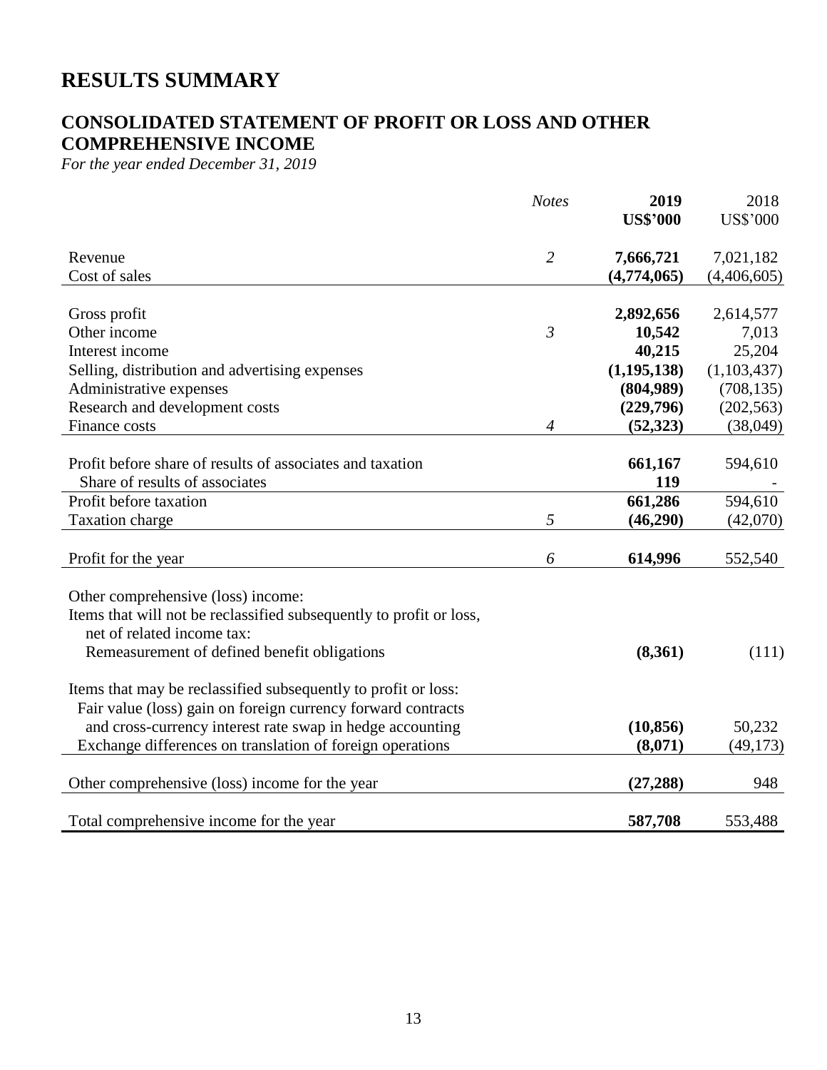# RESULTS SUMMARY

## CONSOLIDATED STATEMENT OF PROFIT OR LOSS AND OTHER COMPREHENSIVE INCOME

*For the year ended December 31, 2019*

| | *Notes* | **2019** **US$'000** | 2018 US$'000 |
|---|---|---|---|
| Revenue | *2* | **7,666,721** | 7,021,182 |
| Cost of sales | | **(4,774,065)** | (4,406,605) |
| Gross profit | | **2,892,656** | 2,614,577 |
| Other income | *3* | **10,542** | 7,013 |
| Interest income | | **40,215** | 25,204 |
| Selling, distribution and advertising expenses | | **(1,195,138)** | (1,103,437) |
| Administrative expenses | | **(804,989)** | (708,135) |
| Research and development costs | | **(229,796)** | (202,563) |
| Finance costs | *4* | **(52,323)** | (38,049) |
| Profit before share of results of associates and taxation | | **661,167** | 594,610 |
| Share of results of associates | | **119** | - |
| Profit before taxation | | **661,286** | 594,610 |
| Taxation charge | *5* | **(46,290)** | (42,070) |
| Profit for the year | *6* | **614,996** | 552,540 |
| Other comprehensive (loss) income: | | | |
| Items that will not be reclassified subsequently to profit or loss, net of related income tax: | | | |
| Remeasurement of defined benefit obligations | | **(8,361)** | (111) |
| Items that may be reclassified subsequently to profit or loss: | | | |
| Fair value (loss) gain on foreign currency forward contracts and cross-currency interest rate swap in hedge accounting | | **(10,856)** | 50,232 |
| Exchange differences on translation of foreign operations | | **(8,071)** | (49,173) |
| Other comprehensive (loss) income for the year | | **(27,288)** | 948 |
| Total comprehensive income for the year | | **587,708** | 553,488 |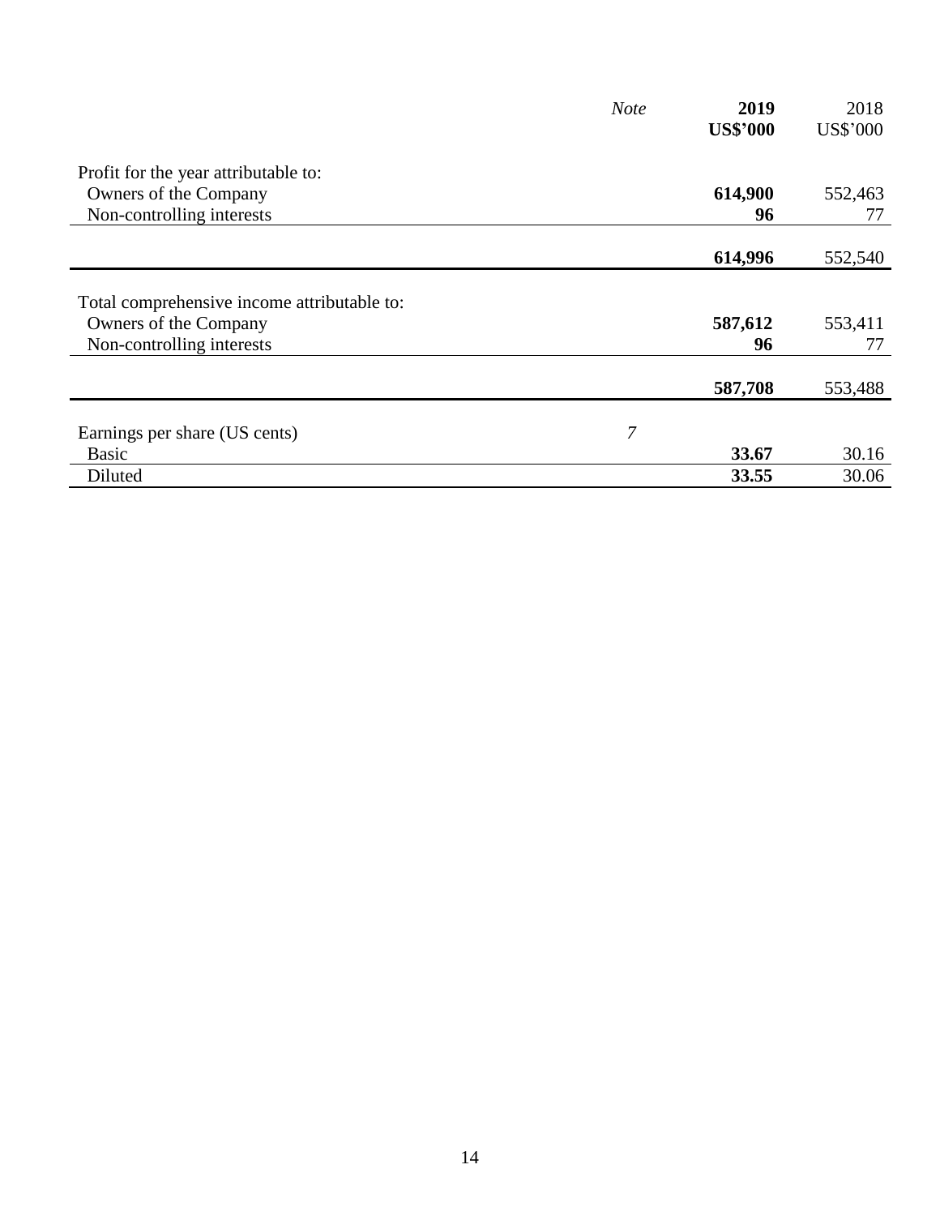| | *Note* | **2019** **US$'000** | 2018 US$'000 |
|---|---|---|---|
| Profit for the year attributable to: | | | |
| Owners of the Company | | **614,900** | 552,463 |
| Non-controlling interests | | **96** | 77 |
| | | **614,996** | 552,540 |
| Total comprehensive income attributable to: | | | |
| Owners of the Company | | **587,612** | 553,411 |
| Non-controlling interests | | **96** | 77 |
| | | **587,708** | 553,488 |
| Earnings per share (US cents) | *7* | | |
| Basic | | **33.67** | 30.16 |
| Diluted | | **33.55** | 30.06 |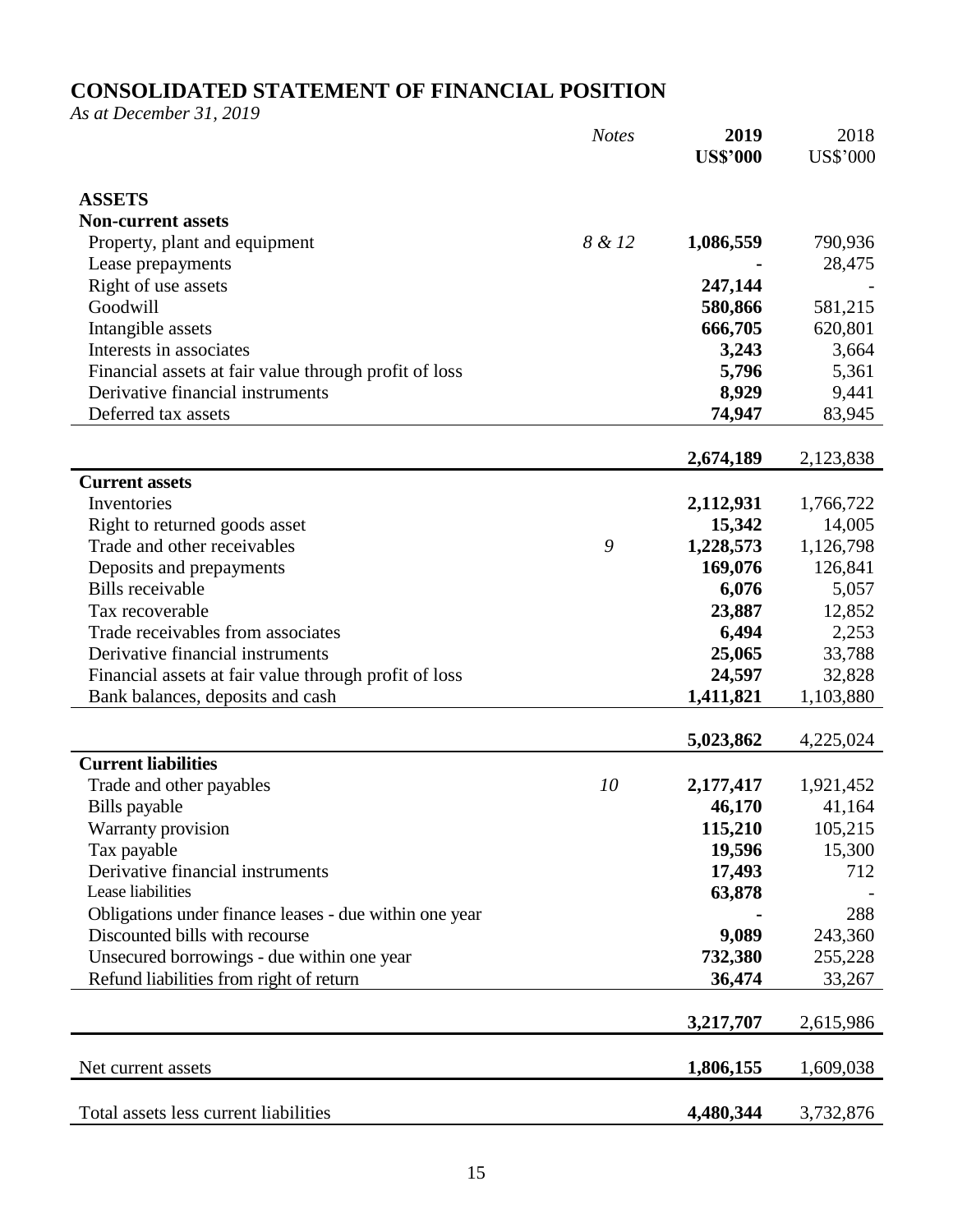# CONSOLIDATED STATEMENT OF FINANCIAL POSITION

*As at December 31, 2019*

| | *Notes* | **2019** | 2018 |
|---|---|---|---|
| | | **US$'000** | US$'000 |
| **ASSETS** | | | |
| **Non-current assets** | | | |
| Property, plant and equipment | *8 & 12* | **1,086,559** | 790,936 |
| Lease prepayments | | **-** | 28,475 |
| Right of use assets | | **247,144** | - |
| Goodwill | | **580,866** | 581,215 |
| Intangible assets | | **666,705** | 620,801 |
| Interests in associates | | **3,243** | 3,664 |
| Financial assets at fair value through profit of loss | | **5,796** | 5,361 |
| Derivative financial instruments | | **8,929** | 9,441 |
| Deferred tax assets | | **74,947** | 83,945 |
| | | **2,674,189** | 2,123,838 |
| **Current assets** | | | |
| Inventories | | **2,112,931** | 1,766,722 |
| Right to returned goods asset | | **15,342** | 14,005 |
| Trade and other receivables | *9* | **1,228,573** | 1,126,798 |
| Deposits and prepayments | | **169,076** | 126,841 |
| Bills receivable | | **6,076** | 5,057 |
| Tax recoverable | | **23,887** | 12,852 |
| Trade receivables from associates | | **6,494** | 2,253 |
| Derivative financial instruments | | **25,065** | 33,788 |
| Financial assets at fair value through profit of loss | | **24,597** | 32,828 |
| Bank balances, deposits and cash | | **1,411,821** | 1,103,880 |
| | | **5,023,862** | 4,225,024 |
| **Current liabilities** | | | |
| Trade and other payables | *10* | **2,177,417** | 1,921,452 |
| Bills payable | | **46,170** | 41,164 |
| Warranty provision | | **115,210** | 105,215 |
| Tax payable | | **19,596** | 15,300 |
| Derivative financial instruments | | **17,493** | 712 |
| Lease liabilities | | **63,878** | - |
| Obligations under finance leases - due within one year | | **-** | 288 |
| Discounted bills with recourse | | **9,089** | 243,360 |
| Unsecured borrowings - due within one year | | **732,380** | 255,228 |
| Refund liabilities from right of return | | **36,474** | 33,267 |
| | | **3,217,707** | 2,615,986 |
| Net current assets | | **1,806,155** | 1,609,038 |
| Total assets less current liabilities | | **4,480,344** | 3,732,876 |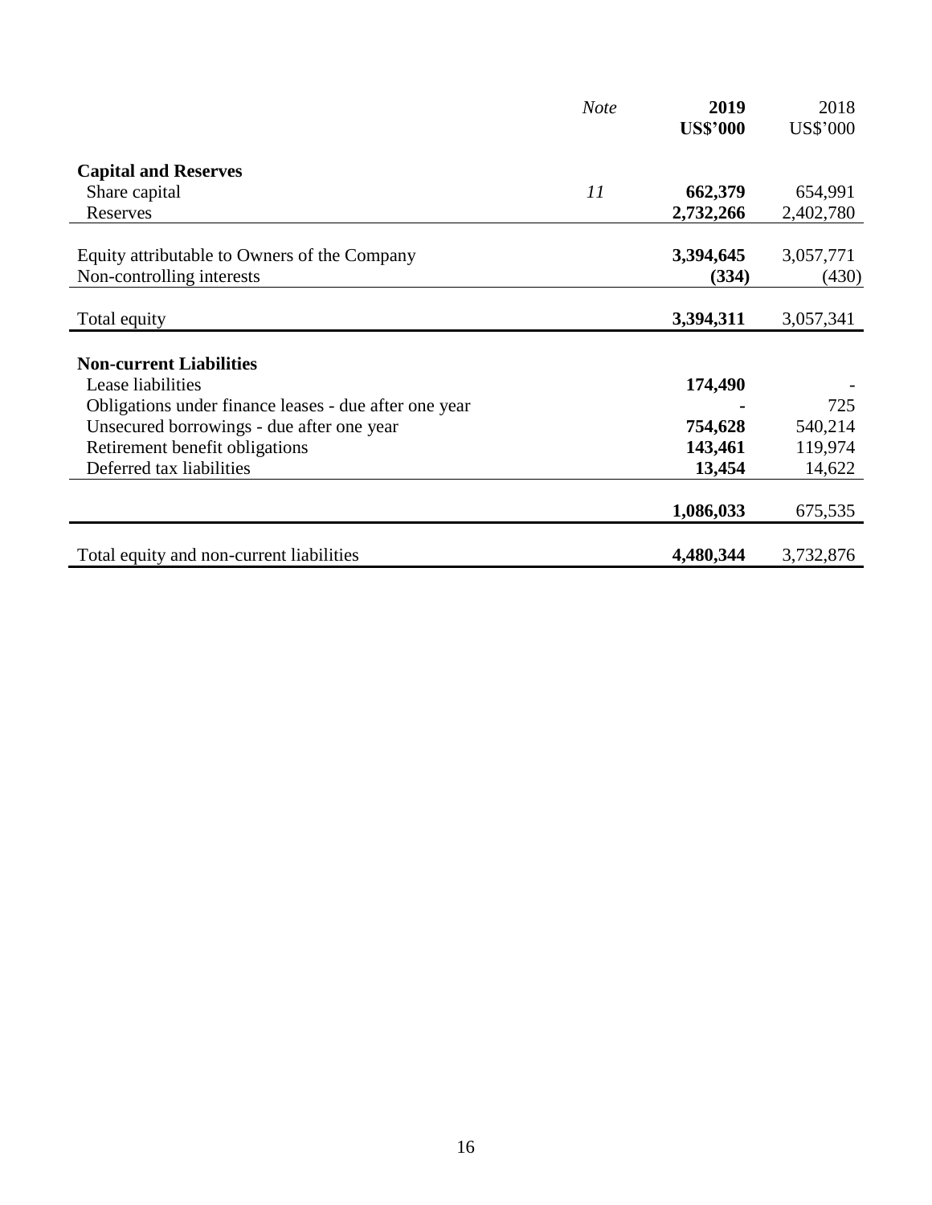| | *Note* | **2019** **US$'000** | 2018 US$'000 |
|---|---|---|---|
| **Capital and Reserves** | | | |
| Share capital | *11* | **662,379** | 654,991 |
| Reserves | | **2,732,266** | 2,402,780 |
| Equity attributable to Owners of the Company | | **3,394,645** | 3,057,771 |
| Non-controlling interests | | **(334)** | (430) |
| Total equity | | **3,394,311** | 3,057,341 |
| **Non-current Liabilities** | | | |
| Lease liabilities | | **174,490** | - |
| Obligations under finance leases - due after one year | | **-** | 725 |
| Unsecured borrowings - due after one year | | **754,628** | 540,214 |
| Retirement benefit obligations | | **143,461** | 119,974 |
| Deferred tax liabilities | | **13,454** | 14,622 |
| | | **1,086,033** | 675,535 |
| Total equity and non-current liabilities | | **4,480,344** | 3,732,876 |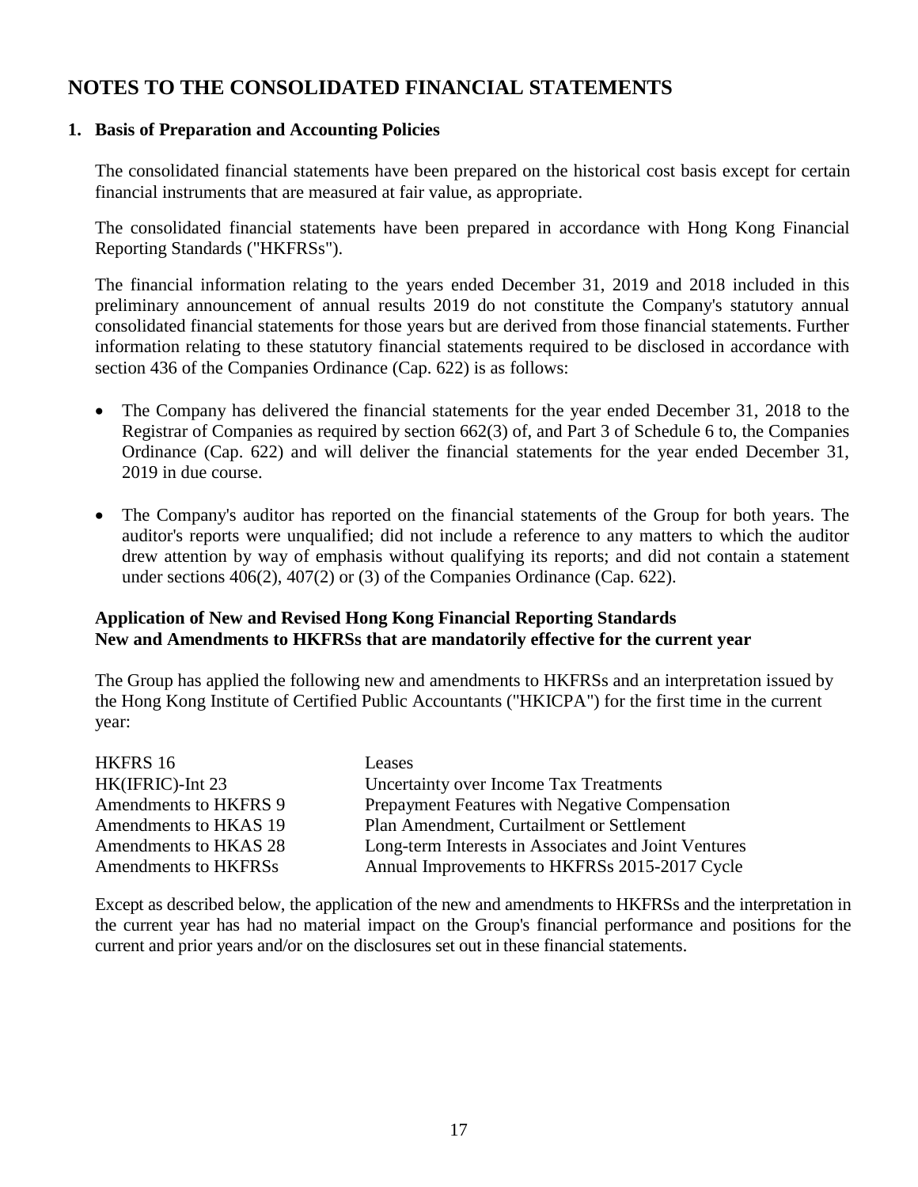# NOTES TO THE CONSOLIDATED FINANCIAL STATEMENTS

## 1. Basis of Preparation and Accounting Policies

The consolidated financial statements have been prepared on the historical cost basis except for certain financial instruments that are measured at fair value, as appropriate.

The consolidated financial statements have been prepared in accordance with Hong Kong Financial Reporting Standards ("HKFRSs").

The financial information relating to the years ended December 31, 2019 and 2018 included in this preliminary announcement of annual results 2019 do not constitute the Company's statutory annual consolidated financial statements for those years but are derived from those financial statements. Further information relating to these statutory financial statements required to be disclosed in accordance with section 436 of the Companies Ordinance (Cap. 622) is as follows:

- The Company has delivered the financial statements for the year ended December 31, 2018 to the Registrar of Companies as required by section 662(3) of, and Part 3 of Schedule 6 to, the Companies Ordinance (Cap. 622) and will deliver the financial statements for the year ended December 31, 2019 in due course.

- The Company's auditor has reported on the financial statements of the Group for both years. The auditor's reports were unqualified; did not include a reference to any matters to which the auditor drew attention by way of emphasis without qualifying its reports; and did not contain a statement under sections 406(2), 407(2) or (3) of the Companies Ordinance (Cap. 622).

**Application of New and Revised Hong Kong Financial Reporting Standards**
**New and Amendments to HKFRSs that are mandatorily effective for the current year**

The Group has applied the following new and amendments to HKFRSs and an interpretation issued by the Hong Kong Institute of Certified Public Accountants ("HKICPA") for the first time in the current year:

| | |
|---|---|
| HKFRS 16 | Leases |
| HK(IFRIC)-Int 23 | Uncertainty over Income Tax Treatments |
| Amendments to HKFRS 9 | Prepayment Features with Negative Compensation |
| Amendments to HKAS 19 | Plan Amendment, Curtailment or Settlement |
| Amendments to HKAS 28 | Long-term Interests in Associates and Joint Ventures |
| Amendments to HKFRSs | Annual Improvements to HKFRSs 2015-2017 Cycle |

Except as described below, the application of the new and amendments to HKFRSs and the interpretation in the current year has had no material impact on the Group's financial performance and positions for the current and prior years and/or on the disclosures set out in these financial statements.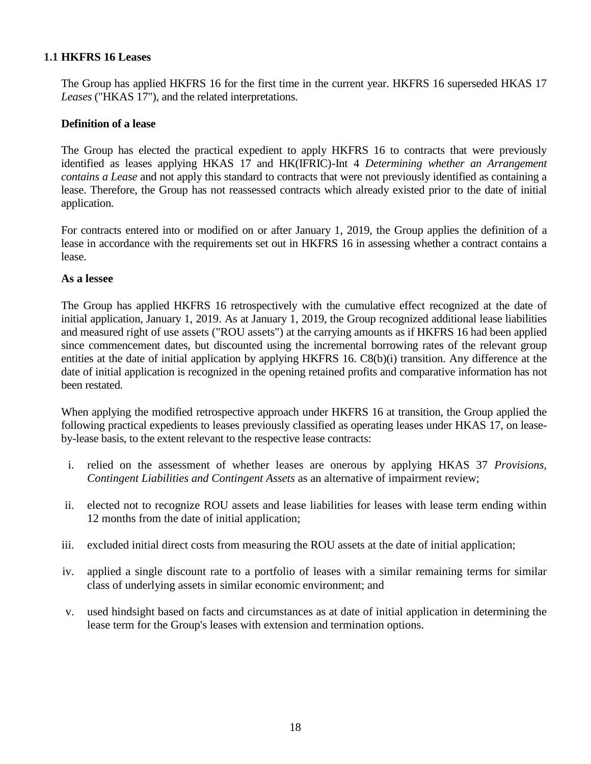### 1.1 HKFRS 16 Leases

The Group has applied HKFRS 16 for the first time in the current year. HKFRS 16 superseded HKAS 17 *Leases* ("HKAS 17"), and the related interpretations.

**Definition of a lease**

The Group has elected the practical expedient to apply HKFRS 16 to contracts that were previously identified as leases applying HKAS 17 and HK(IFRIC)-Int 4 *Determining whether an Arrangement contains a Lease* and not apply this standard to contracts that were not previously identified as containing a lease. Therefore, the Group has not reassessed contracts which already existed prior to the date of initial application.

For contracts entered into or modified on or after January 1, 2019, the Group applies the definition of a lease in accordance with the requirements set out in HKFRS 16 in assessing whether a contract contains a lease.

**As a lessee**

The Group has applied HKFRS 16 retrospectively with the cumulative effect recognized at the date of initial application, January 1, 2019. As at January 1, 2019, the Group recognized additional lease liabilities and measured right of use assets ("ROU assets") at the carrying amounts as if HKFRS 16 had been applied since commencement dates, but discounted using the incremental borrowing rates of the relevant group entities at the date of initial application by applying HKFRS 16. C8(b)(i) transition. Any difference at the date of initial application is recognized in the opening retained profits and comparative information has not been restated.

When applying the modified retrospective approach under HKFRS 16 at transition, the Group applied the following practical expedients to leases previously classified as operating leases under HKAS 17, on lease-by-lease basis, to the extent relevant to the respective lease contracts:

i. relied on the assessment of whether leases are onerous by applying HKAS 37 *Provisions, Contingent Liabilities and Contingent Assets* as an alternative of impairment review;

ii. elected not to recognize ROU assets and lease liabilities for leases with lease term ending within 12 months from the date of initial application;

iii. excluded initial direct costs from measuring the ROU assets at the date of initial application;

iv. applied a single discount rate to a portfolio of leases with a similar remaining terms for similar class of underlying assets in similar economic environment; and

v. used hindsight based on facts and circumstances as at date of initial application in determining the lease term for the Group's leases with extension and termination options.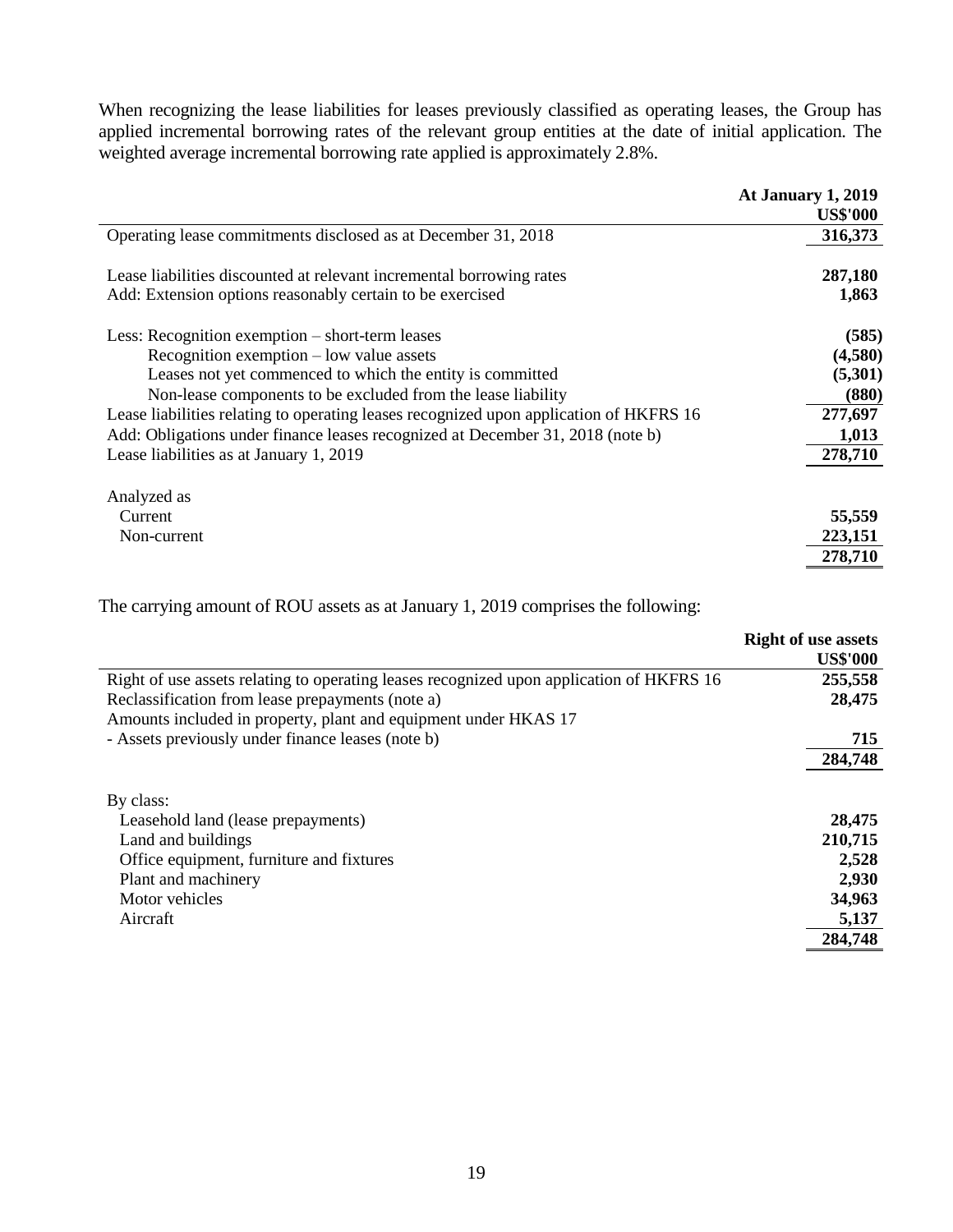When recognizing the lease liabilities for leases previously classified as operating leases, the Group has applied incremental borrowing rates of the relevant group entities at the date of initial application. The weighted average incremental borrowing rate applied is approximately 2.8%.

| | At January 1, 2019 US$'000 |
|---|---|
| Operating lease commitments disclosed as at December 31, 2018 | **316,373** |
| | |
| Lease liabilities discounted at relevant incremental borrowing rates | **287,180** |
| Add: Extension options reasonably certain to be exercised | **1,863** |
| | |
| Less: Recognition exemption – short-term leases | **(585)** |
| Recognition exemption – low value assets | **(4,580)** |
| Leases not yet commenced to which the entity is committed | **(5,301)** |
| Non-lease components to be excluded from the lease liability | **(880)** |
| Lease liabilities relating to operating leases recognized upon application of HKFRS 16 | **277,697** |
| Add: Obligations under finance leases recognized at December 31, 2018 (note b) | **1,013** |
| Lease liabilities as at January 1, 2019 | **278,710** |
| | |
| Analyzed as | |
| Current | **55,559** |
| Non-current | **223,151** |
| | **278,710** |

The carrying amount of ROU assets as at January 1, 2019 comprises the following:

| | Right of use assets US$'000 |
|---|---|
| Right of use assets relating to operating leases recognized upon application of HKFRS 16 | **255,558** |
| Reclassification from lease prepayments (note a) | **28,475** |
| Amounts included in property, plant and equipment under HKAS 17 | |
| - Assets previously under finance leases (note b) | **715** |
| | **284,748** |
| | |
| By class: | |
| Leasehold land (lease prepayments) | **28,475** |
| Land and buildings | **210,715** |
| Office equipment, furniture and fixtures | **2,528** |
| Plant and machinery | **2,930** |
| Motor vehicles | **34,963** |
| Aircraft | **5,137** |
| | **284,748** |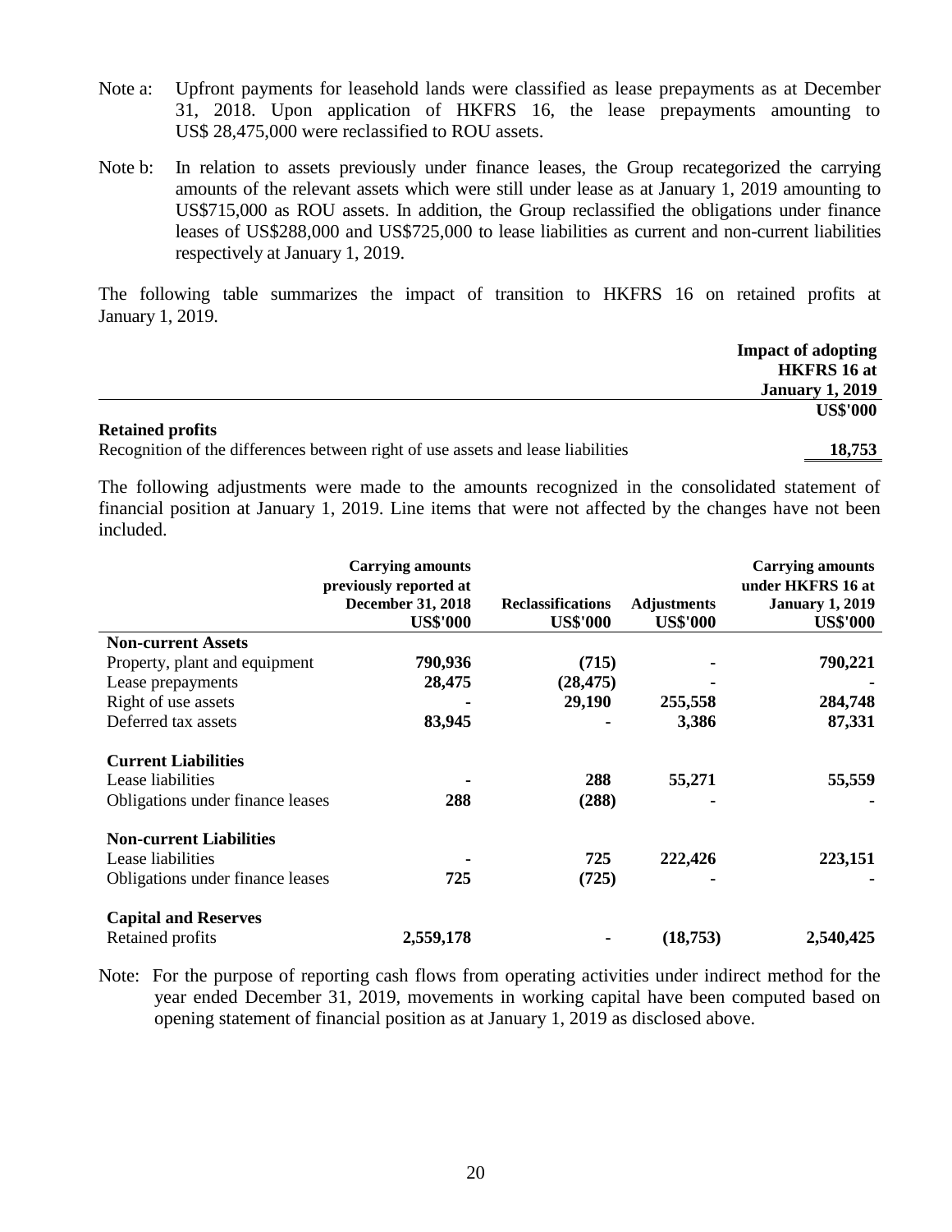Note a: Upfront payments for leasehold lands were classified as lease prepayments as at December 31, 2018. Upon application of HKFRS 16, the lease prepayments amounting to US$ 28,475,000 were reclassified to ROU assets.

Note b: In relation to assets previously under finance leases, the Group recategorized the carrying amounts of the relevant assets which were still under lease as at January 1, 2019 amounting to US$715,000 as ROU assets. In addition, the Group reclassified the obligations under finance leases of US$288,000 and US$725,000 to lease liabilities as current and non-current liabilities respectively at January 1, 2019.

The following table summarizes the impact of transition to HKFRS 16 on retained profits at January 1, 2019.

| | Impact of adopting HKFRS 16 at January 1, 2019 |
|---|---|
| | US$'000 |
| **Retained profits** | |
| Recognition of the differences between right of use assets and lease liabilities | 18,753 |

The following adjustments were made to the amounts recognized in the consolidated statement of financial position at January 1, 2019. Line items that were not affected by the changes have not been included.

| | Carrying amounts previously reported at December 31, 2018 | Reclassifications | Adjustments | Carrying amounts under HKFRS 16 at January 1, 2019 |
|---|---|---|---|---|
| | US$'000 | US$'000 | US$'000 | US$'000 |
| **Non-current Assets** | | | | |
| Property, plant and equipment | 790,936 | (715) | - | 790,221 |
| Lease prepayments | 28,475 | (28,475) | - | - |
| Right of use assets | - | 29,190 | 255,558 | 284,748 |
| Deferred tax assets | 83,945 | - | 3,386 | 87,331 |
| **Current Liabilities** | | | | |
| Lease liabilities | - | 288 | 55,271 | 55,559 |
| Obligations under finance leases | 288 | (288) | - | - |
| **Non-current Liabilities** | | | | |
| Lease liabilities | - | 725 | 222,426 | 223,151 |
| Obligations under finance leases | 725 | (725) | - | - |
| **Capital and Reserves** | | | | |
| Retained profits | 2,559,178 | - | (18,753) | 2,540,425 |

Note: For the purpose of reporting cash flows from operating activities under indirect method for the year ended December 31, 2019, movements in working capital have been computed based on opening statement of financial position as at January 1, 2019 as disclosed above.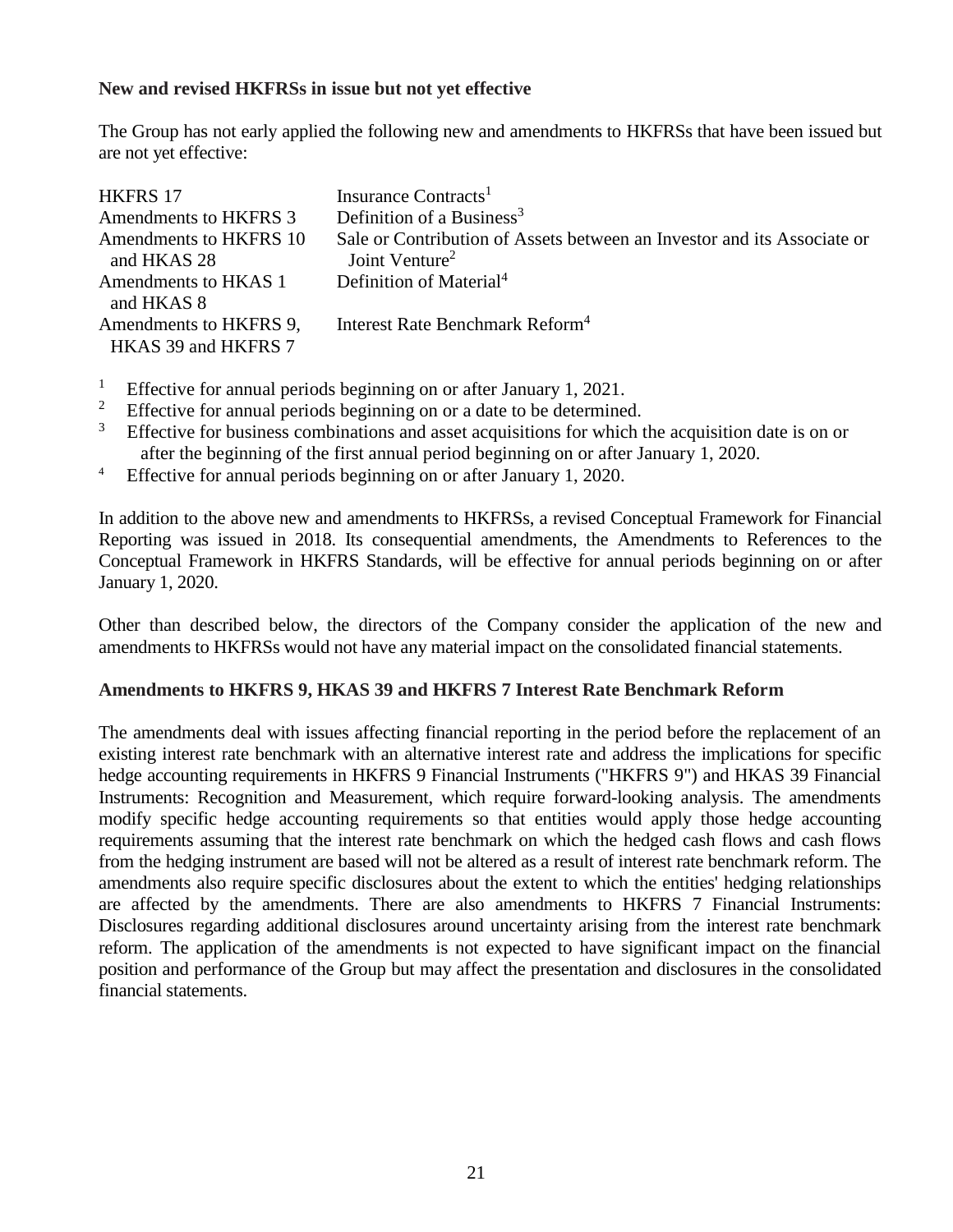**New and revised HKFRSs in issue but not yet effective**

The Group has not early applied the following new and amendments to HKFRSs that have been issued but are not yet effective:

| | |
|---|---|
| HKFRS 17 | Insurance Contracts[1] |
| Amendments to HKFRS 3 | Definition of a Business[3] |
| Amendments to HKFRS 10 and HKAS 28 | Sale or Contribution of Assets between an Investor and its Associate or Joint Venture[2] |
| Amendments to HKAS 1 and HKAS 8 | Definition of Material[4] |
| Amendments to HKFRS 9, HKAS 39 and HKFRS 7 | Interest Rate Benchmark Reform[4] |

[1] Effective for annual periods beginning on or after January 1, 2021.
[2] Effective for annual periods beginning on or a date to be determined.
[3] Effective for business combinations and asset acquisitions for which the acquisition date is on or after the beginning of the first annual period beginning on or after January 1, 2020.
[4] Effective for annual periods beginning on or after January 1, 2020.

In addition to the above new and amendments to HKFRSs, a revised Conceptual Framework for Financial Reporting was issued in 2018. Its consequential amendments, the Amendments to References to the Conceptual Framework in HKFRS Standards, will be effective for annual periods beginning on or after January 1, 2020.

Other than described below, the directors of the Company consider the application of the new and amendments to HKFRSs would not have any material impact on the consolidated financial statements.

**Amendments to HKFRS 9, HKAS 39 and HKFRS 7 Interest Rate Benchmark Reform**

The amendments deal with issues affecting financial reporting in the period before the replacement of an existing interest rate benchmark with an alternative interest rate and address the implications for specific hedge accounting requirements in HKFRS 9 Financial Instruments ("HKFRS 9") and HKAS 39 Financial Instruments: Recognition and Measurement, which require forward-looking analysis. The amendments modify specific hedge accounting requirements so that entities would apply those hedge accounting requirements assuming that the interest rate benchmark on which the hedged cash flows and cash flows from the hedging instrument are based will not be altered as a result of interest rate benchmark reform. The amendments also require specific disclosures about the extent to which the entities' hedging relationships are affected by the amendments. There are also amendments to HKFRS 7 Financial Instruments: Disclosures regarding additional disclosures around uncertainty arising from the interest rate benchmark reform. The application of the amendments is not expected to have significant impact on the financial position and performance of the Group but may affect the presentation and disclosures in the consolidated financial statements.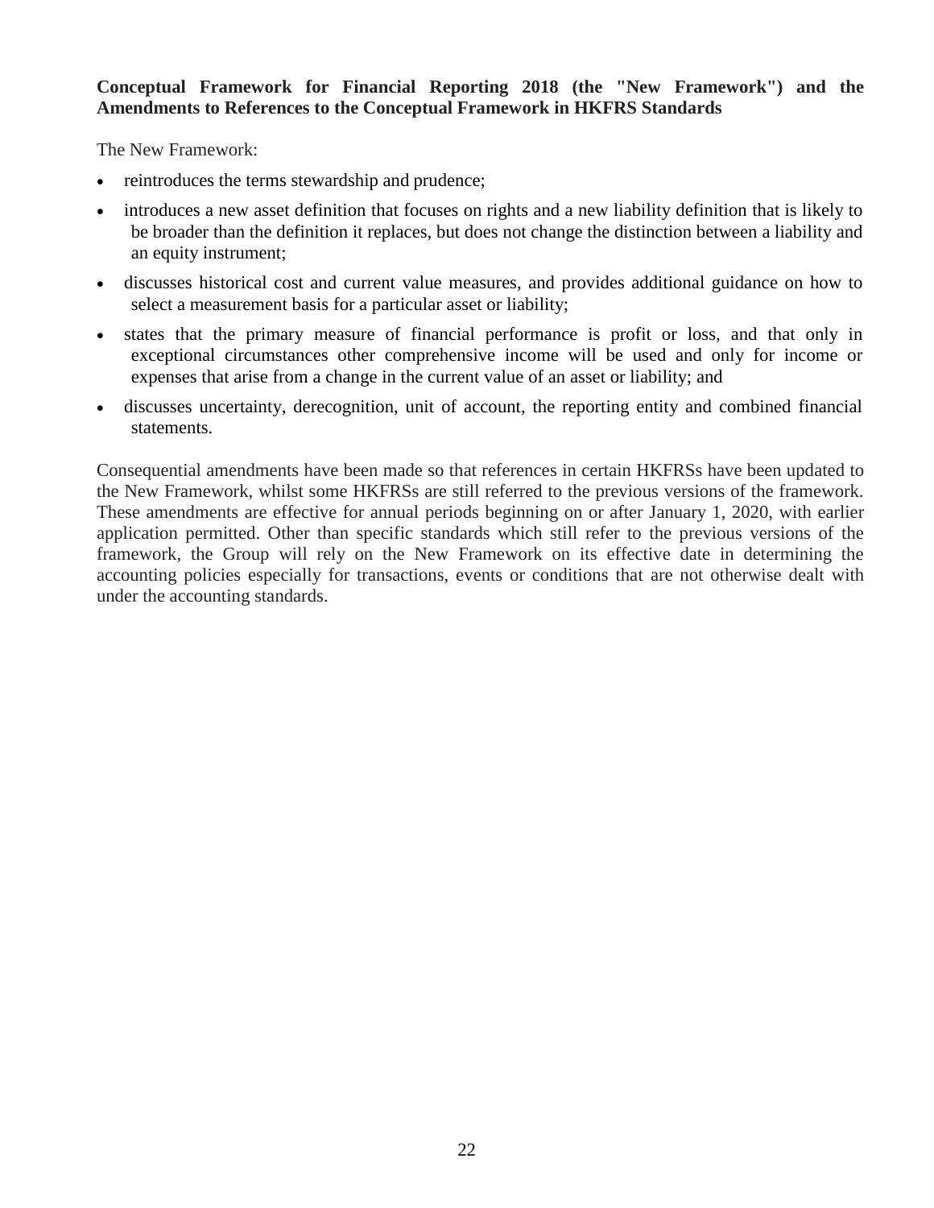**Conceptual Framework for Financial Reporting 2018 (the "New Framework") and the Amendments to References to the Conceptual Framework in HKFRS Standards**

The New Framework:

- reintroduces the terms stewardship and prudence;
- introduces a new asset definition that focuses on rights and a new liability definition that is likely to be broader than the definition it replaces, but does not change the distinction between a liability and an equity instrument;
- discusses historical cost and current value measures, and provides additional guidance on how to select a measurement basis for a particular asset or liability;
- states that the primary measure of financial performance is profit or loss, and that only in exceptional circumstances other comprehensive income will be used and only for income or expenses that arise from a change in the current value of an asset or liability; and
- discusses uncertainty, derecognition, unit of account, the reporting entity and combined financial statements.

Consequential amendments have been made so that references in certain HKFRSs have been updated to the New Framework, whilst some HKFRSs are still referred to the previous versions of the framework. These amendments are effective for annual periods beginning on or after January 1, 2020, with earlier application permitted. Other than specific standards which still refer to the previous versions of the framework, the Group will rely on the New Framework on its effective date in determining the accounting policies especially for transactions, events or conditions that are not otherwise dealt with under the accounting standards.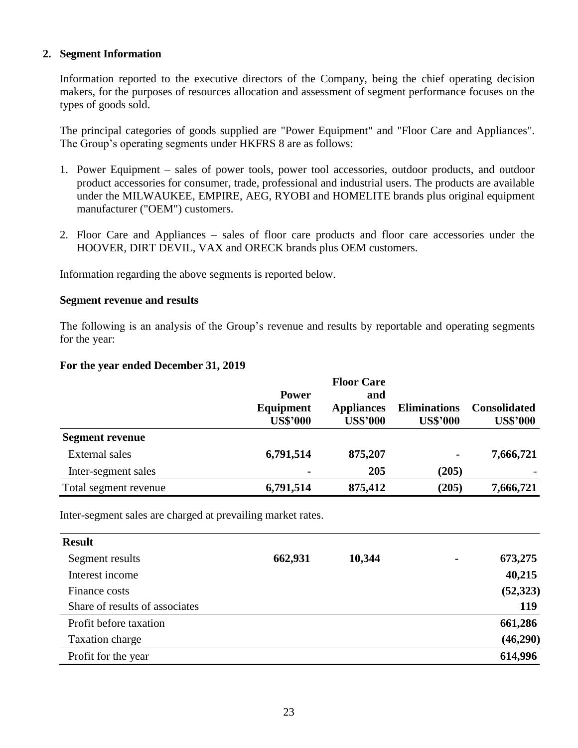## 2. Segment Information

Information reported to the executive directors of the Company, being the chief operating decision makers, for the purposes of resources allocation and assessment of segment performance focuses on the types of goods sold.

The principal categories of goods supplied are "Power Equipment" and "Floor Care and Appliances". The Group's operating segments under HKFRS 8 are as follows:

1. Power Equipment – sales of power tools, power tool accessories, outdoor products, and outdoor product accessories for consumer, trade, professional and industrial users. The products are available under the MILWAUKEE, EMPIRE, AEG, RYOBI and HOMELITE brands plus original equipment manufacturer ("OEM") customers.

2. Floor Care and Appliances – sales of floor care products and floor care accessories under the HOOVER, DIRT DEVIL, VAX and ORECK brands plus OEM customers.

Information regarding the above segments is reported below.

### Segment revenue and results

The following is an analysis of the Group's revenue and results by reportable and operating segments for the year:

**For the year ended December 31, 2019**

| | Power Equipment US$'000 | Floor Care and Appliances US$'000 | Eliminations US$'000 | Consolidated US$'000 |
|---|---|---|---|---|
| **Segment revenue** | | | | |
| External sales | **6,791,514** | **875,207** | **-** | **7,666,721** |
| Inter-segment sales | **-** | **205** | **(205)** | - |
| Total segment revenue | **6,791,514** | **875,412** | **(205)** | **7,666,721** |

Inter-segment sales are charged at prevailing market rates.

| | | | | |
|---|---|---|---|---|
| **Result** | | | | |
| Segment results | **662,931** | **10,344** | **-** | **673,275** |
| Interest income | | | | **40,215** |
| Finance costs | | | | **(52,323)** |
| Share of results of associates | | | | **119** |
| Profit before taxation | | | | **661,286** |
| Taxation charge | | | | **(46,290)** |
| Profit for the year | | | | **614,996** |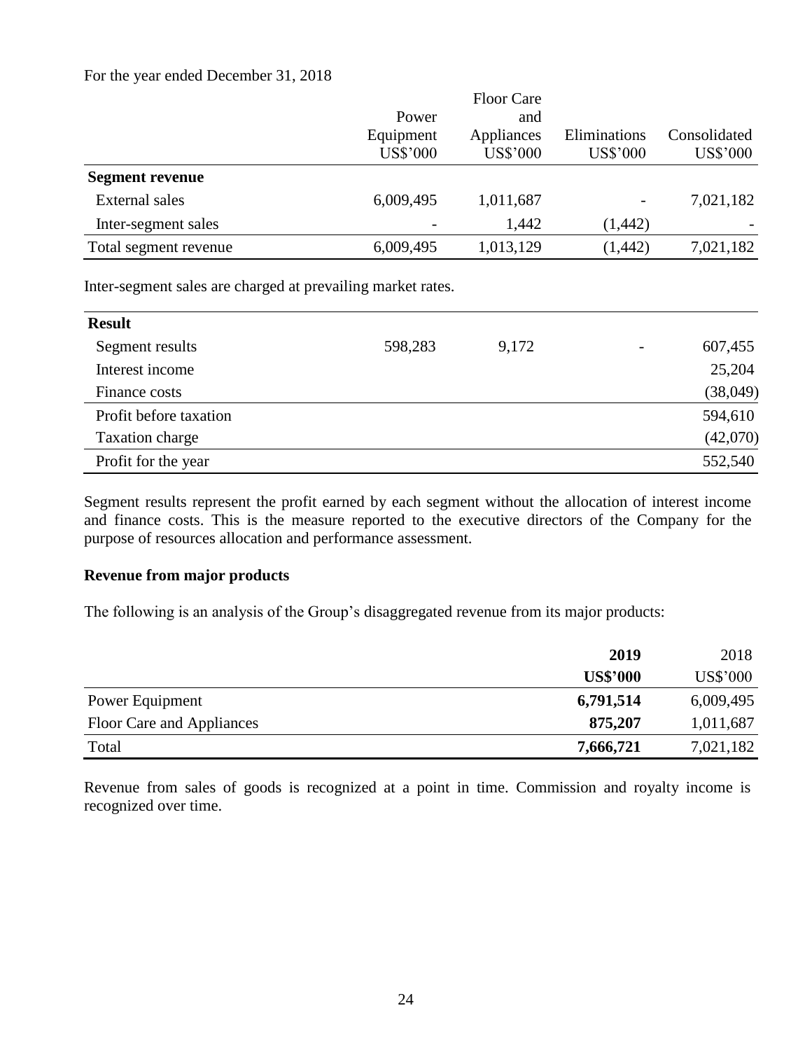For the year ended December 31, 2018

| | Power Equipment US$'000 | Floor Care and Appliances US$'000 | Eliminations US$'000 | Consolidated US$'000 |
|---|---|---|---|---|
| **Segment revenue** | | | | |
| External sales | 6,009,495 | 1,011,687 | - | 7,021,182 |
| Inter-segment sales | - | 1,442 | (1,442) | - |
| Total segment revenue | 6,009,495 | 1,013,129 | (1,442) | 7,021,182 |

Inter-segment sales are charged at prevailing market rates.

| **Result** | | | | |
|---|---|---|---|---|
| Segment results | 598,283 | 9,172 | - | 607,455 |
| Interest income | | | | 25,204 |
| Finance costs | | | | (38,049) |
| Profit before taxation | | | | 594,610 |
| Taxation charge | | | | (42,070) |
| Profit for the year | | | | 552,540 |

Segment results represent the profit earned by each segment without the allocation of interest income and finance costs. This is the measure reported to the executive directors of the Company for the purpose of resources allocation and performance assessment.

**Revenue from major products**

The following is an analysis of the Group's disaggregated revenue from its major products:

| | **2019 US$'000** | 2018 US$'000 |
|---|---|---|
| Power Equipment | **6,791,514** | 6,009,495 |
| Floor Care and Appliances | **875,207** | 1,011,687 |
| Total | **7,666,721** | 7,021,182 |

Revenue from sales of goods is recognized at a point in time. Commission and royalty income is recognized over time.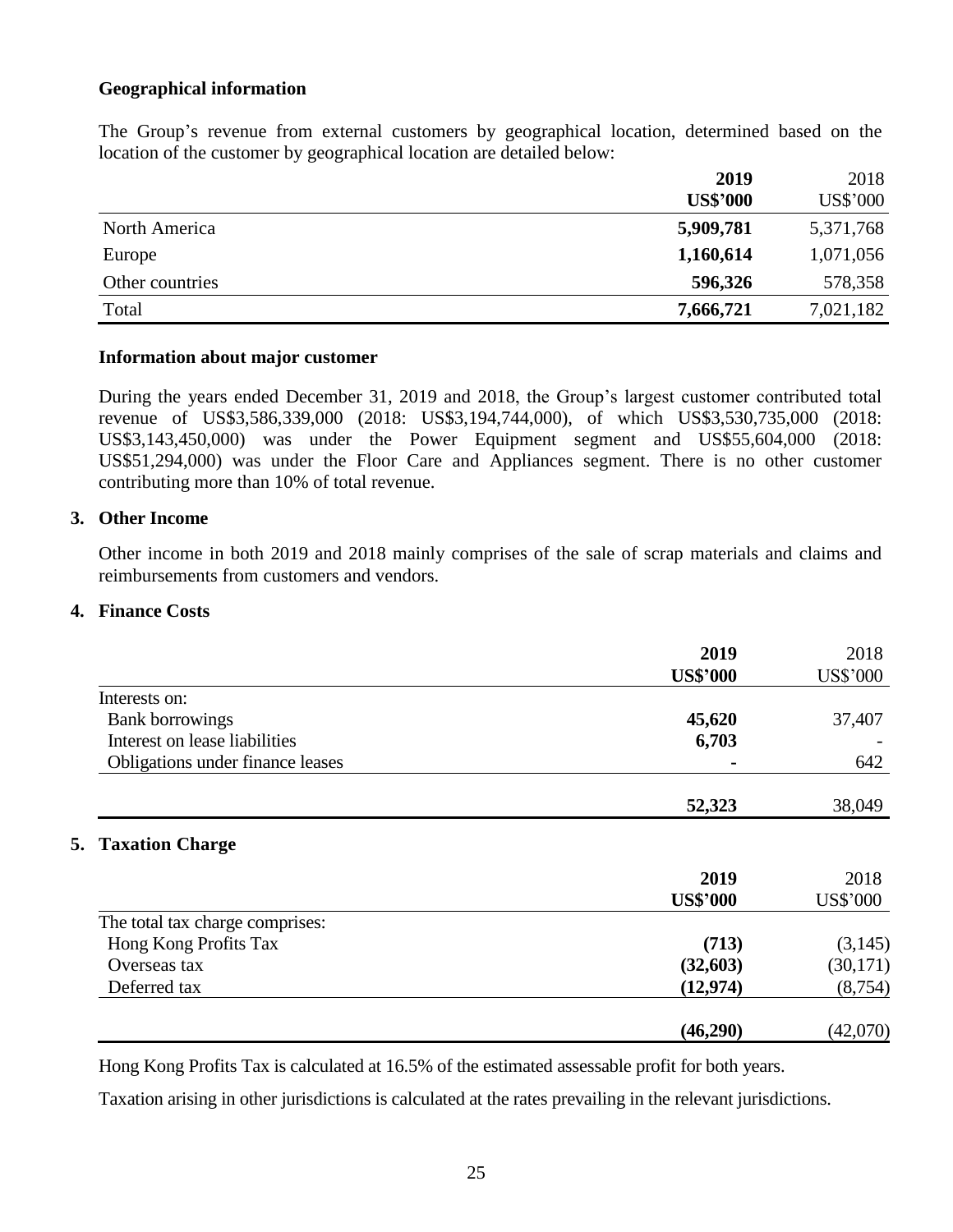**Geographical information**

The Group's revenue from external customers by geographical location, determined based on the location of the customer by geographical location are detailed below:

| | **2019** | 2018 |
|---|---|---|
| | **US$'000** | US$'000 |
| North America | **5,909,781** | 5,371,768 |
| Europe | **1,160,614** | 1,071,056 |
| Other countries | **596,326** | 578,358 |
| Total | **7,666,721** | 7,021,182 |

**Information about major customer**

During the years ended December 31, 2019 and 2018, the Group's largest customer contributed total revenue of US$3,586,339,000 (2018: US$3,194,744,000), of which US$3,530,735,000 (2018: US$3,143,450,000) was under the Power Equipment segment and US$55,604,000 (2018: US$51,294,000) was under the Floor Care and Appliances segment. There is no other customer contributing more than 10% of total revenue.

## 3. Other Income

Other income in both 2019 and 2018 mainly comprises of the sale of scrap materials and claims and reimbursements from customers and vendors.

## 4. Finance Costs

| | **2019** | 2018 |
|---|---|---|
| | **US$'000** | US$'000 |
| Interests on: | | |
| Bank borrowings | **45,620** | 37,407 |
| Interest on lease liabilities | **6,703** | - |
| Obligations under finance leases | **-** | 642 |
| | **52,323** | 38,049 |

## 5. Taxation Charge

| | **2019** | 2018 |
|---|---|---|
| | **US$'000** | US$'000 |
| The total tax charge comprises: | | |
| Hong Kong Profits Tax | **(713)** | (3,145) |
| Overseas tax | **(32,603)** | (30,171) |
| Deferred tax | **(12,974)** | (8,754) |
| | **(46,290)** | (42,070) |

Hong Kong Profits Tax is calculated at 16.5% of the estimated assessable profit for both years.

Taxation arising in other jurisdictions is calculated at the rates prevailing in the relevant jurisdictions.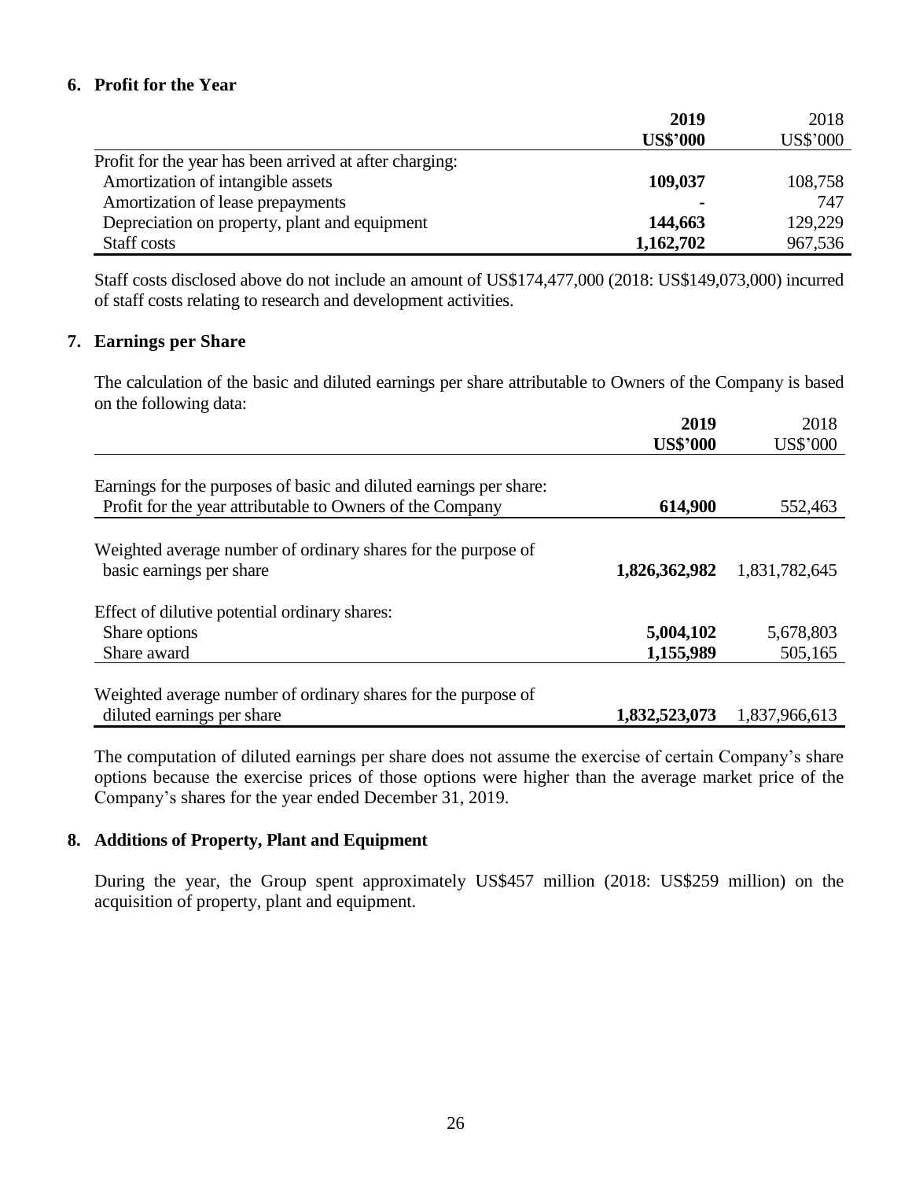## 6. Profit for the Year

| | **2019** | 2018 |
|---|---|---|
| | **US$'000** | US$'000 |
| Profit for the year has been arrived at after charging: | | |
| Amortization of intangible assets | **109,037** | 108,758 |
| Amortization of lease prepayments | **-** | 747 |
| Depreciation on property, plant and equipment | **144,663** | 129,229 |
| Staff costs | **1,162,702** | 967,536 |

Staff costs disclosed above do not include an amount of US$174,477,000 (2018: US$149,073,000) incurred of staff costs relating to research and development activities.

## 7. Earnings per Share

The calculation of the basic and diluted earnings per share attributable to Owners of the Company is based on the following data:

| | **2019** | 2018 |
|---|---|---|
| | **US$'000** | US$'000 |
| Earnings for the purposes of basic and diluted earnings per share: | | |
| Profit for the year attributable to Owners of the Company | **614,900** | 552,463 |
| Weighted average number of ordinary shares for the purpose of basic earnings per share | **1,826,362,982** | 1,831,782,645 |
| Effect of dilutive potential ordinary shares: | | |
| Share options | **5,004,102** | 5,678,803 |
| Share award | **1,155,989** | 505,165 |
| Weighted average number of ordinary shares for the purpose of diluted earnings per share | **1,832,523,073** | 1,837,966,613 |

The computation of diluted earnings per share does not assume the exercise of certain Company's share options because the exercise prices of those options were higher than the average market price of the Company's shares for the year ended December 31, 2019.

## 8. Additions of Property, Plant and Equipment

During the year, the Group spent approximately US$457 million (2018: US$259 million) on the acquisition of property, plant and equipment.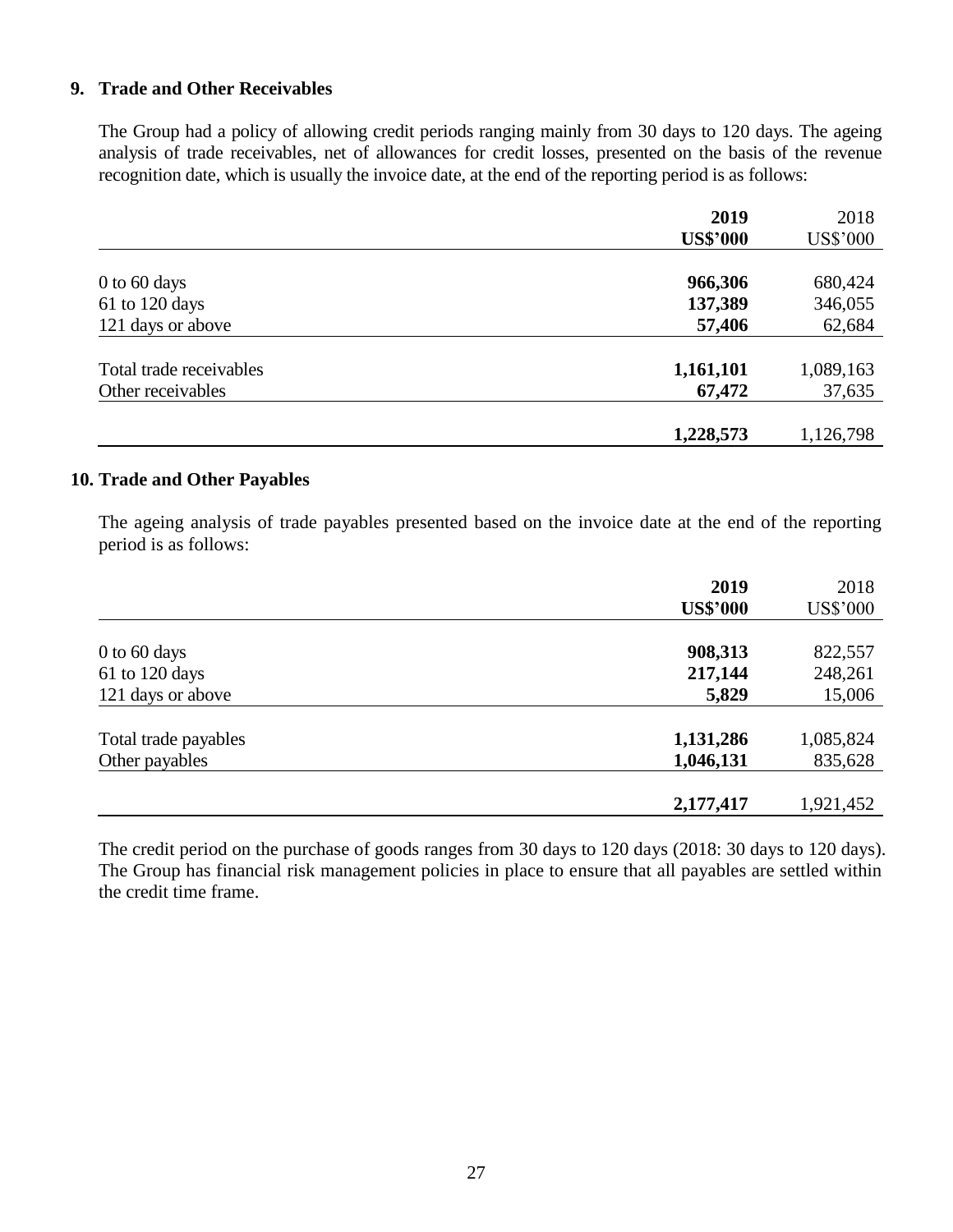## 9. Trade and Other Receivables

The Group had a policy of allowing credit periods ranging mainly from 30 days to 120 days. The ageing analysis of trade receivables, net of allowances for credit losses, presented on the basis of the revenue recognition date, which is usually the invoice date, at the end of the reporting period is as follows:

| | **2019** | 2018 |
|---|---|---|
| | **US$'000** | US$'000 |
| 0 to 60 days | **966,306** | 680,424 |
| 61 to 120 days | **137,389** | 346,055 |
| 121 days or above | **57,406** | 62,684 |
| Total trade receivables | **1,161,101** | 1,089,163 |
| Other receivables | **67,472** | 37,635 |
| | **1,228,573** | 1,126,798 |

## 10. Trade and Other Payables

The ageing analysis of trade payables presented based on the invoice date at the end of the reporting period is as follows:

| | **2019** | 2018 |
|---|---|---|
| | **US$'000** | US$'000 |
| 0 to 60 days | **908,313** | 822,557 |
| 61 to 120 days | **217,144** | 248,261 |
| 121 days or above | **5,829** | 15,006 |
| Total trade payables | **1,131,286** | 1,085,824 |
| Other payables | **1,046,131** | 835,628 |
| | **2,177,417** | 1,921,452 |

The credit period on the purchase of goods ranges from 30 days to 120 days (2018: 30 days to 120 days). The Group has financial risk management policies in place to ensure that all payables are settled within the credit time frame.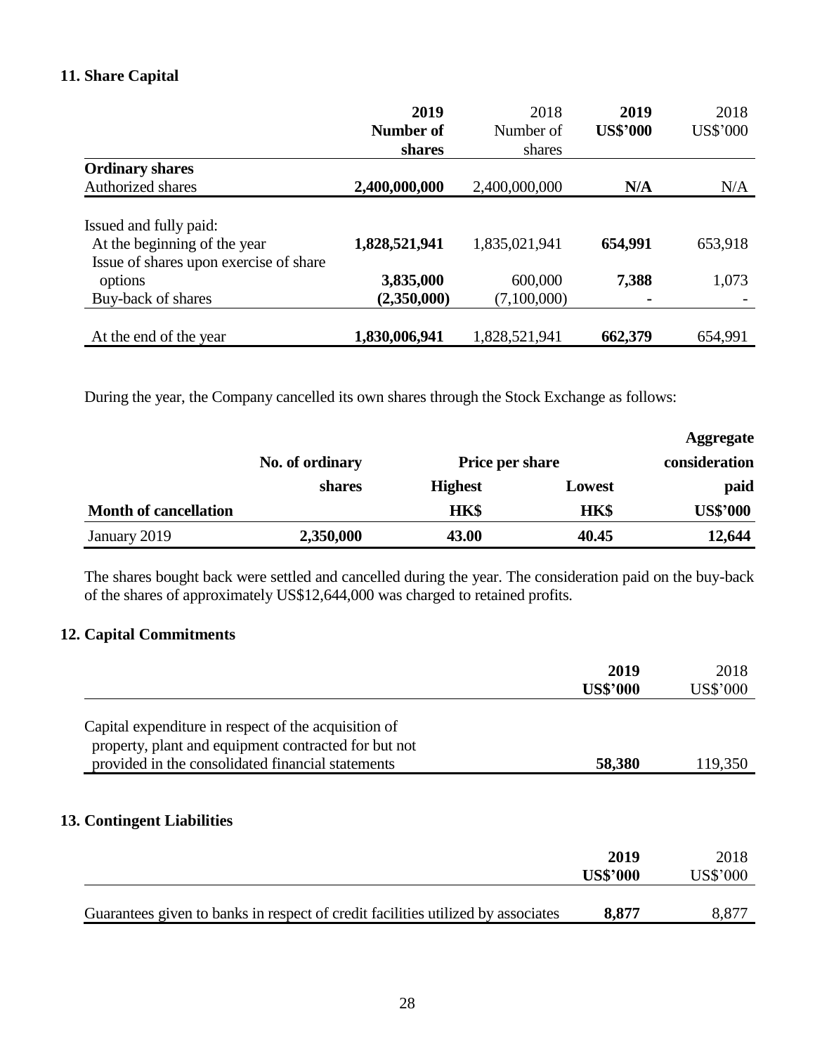## 11. Share Capital

| | 2019 Number of shares | 2018 Number of shares | 2019 US$'000 | 2018 US$'000 |
|---|---|---|---|---|
| **Ordinary shares** | | | | |
| Authorized shares | **2,400,000,000** | 2,400,000,000 | **N/A** | N/A |
| Issued and fully paid: | | | | |
| At the beginning of the year | **1,828,521,941** | 1,835,021,941 | **654,991** | 653,918 |
| Issue of shares upon exercise of share options | **3,835,000** | 600,000 | **7,388** | 1,073 |
| Buy-back of shares | **(2,350,000)** | (7,100,000) | **-** | - |
| At the end of the year | **1,830,006,941** | 1,828,521,941 | **662,379** | 654,991 |

During the year, the Company cancelled its own shares through the Stock Exchange as follows:

| Month of cancellation | No. of ordinary shares | Price per share Highest HK$ | Price per share Lowest HK$ | Aggregate consideration paid US$'000 |
|---|---|---|---|---|
| January 2019 | **2,350,000** | **43.00** | **40.45** | **12,644** |

The shares bought back were settled and cancelled during the year. The consideration paid on the buy-back of the shares of approximately US$12,644,000 was charged to retained profits.

## 12. Capital Commitments

| | 2019 US$'000 | 2018 US$'000 |
|---|---|---|
| Capital expenditure in respect of the acquisition of property, plant and equipment contracted for but not provided in the consolidated financial statements | **58,380** | 119,350 |

## 13. Contingent Liabilities

| | 2019 US$'000 | 2018 US$'000 |
|---|---|---|
| Guarantees given to banks in respect of credit facilities utilized by associates | **8,877** | 8,877 |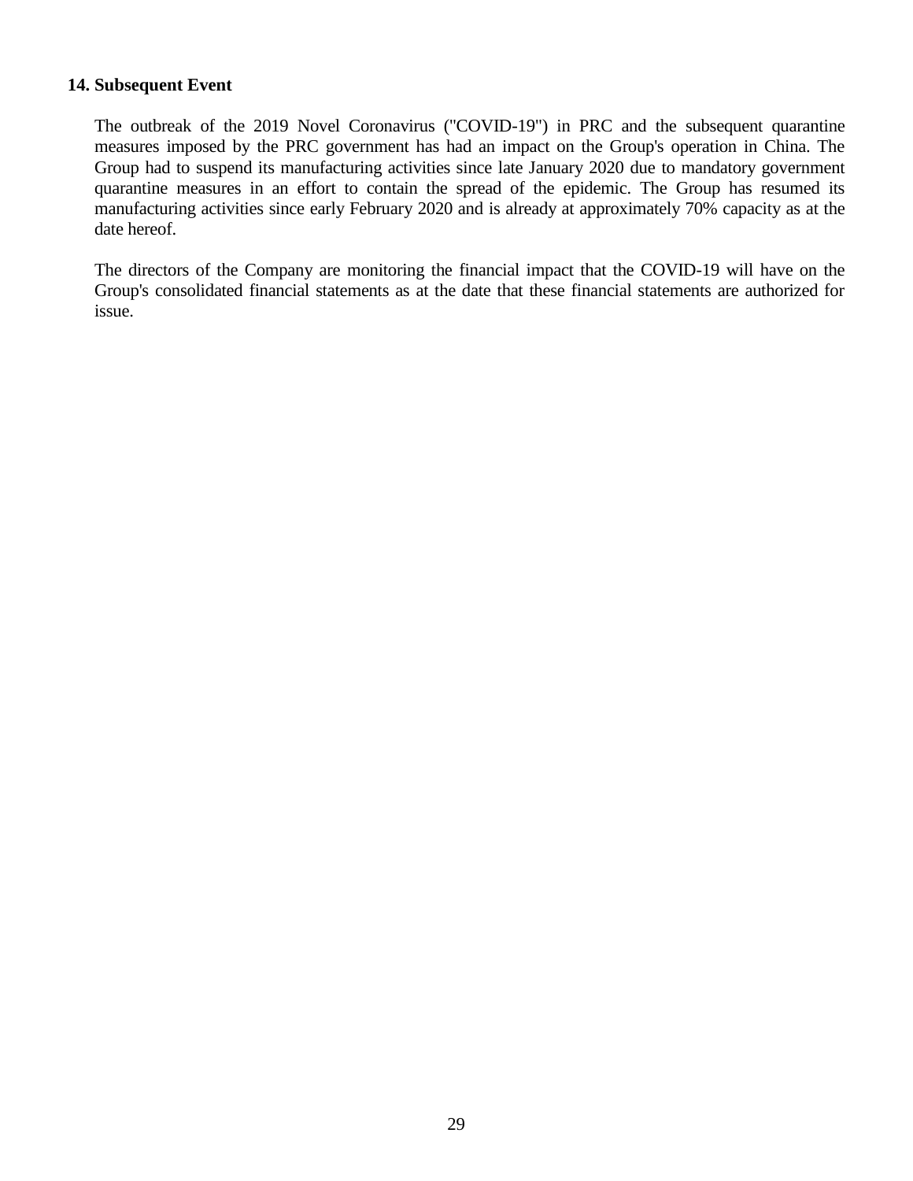**14. Subsequent Event**

The outbreak of the 2019 Novel Coronavirus ("COVID-19") in PRC and the subsequent quarantine measures imposed by the PRC government has had an impact on the Group's operation in China. The Group had to suspend its manufacturing activities since late January 2020 due to mandatory government quarantine measures in an effort to contain the spread of the epidemic. The Group has resumed its manufacturing activities since early February 2020 and is already at approximately 70% capacity as at the date hereof.

The directors of the Company are monitoring the financial impact that the COVID-19 will have on the Group's consolidated financial statements as at the date that these financial statements are authorized for issue.